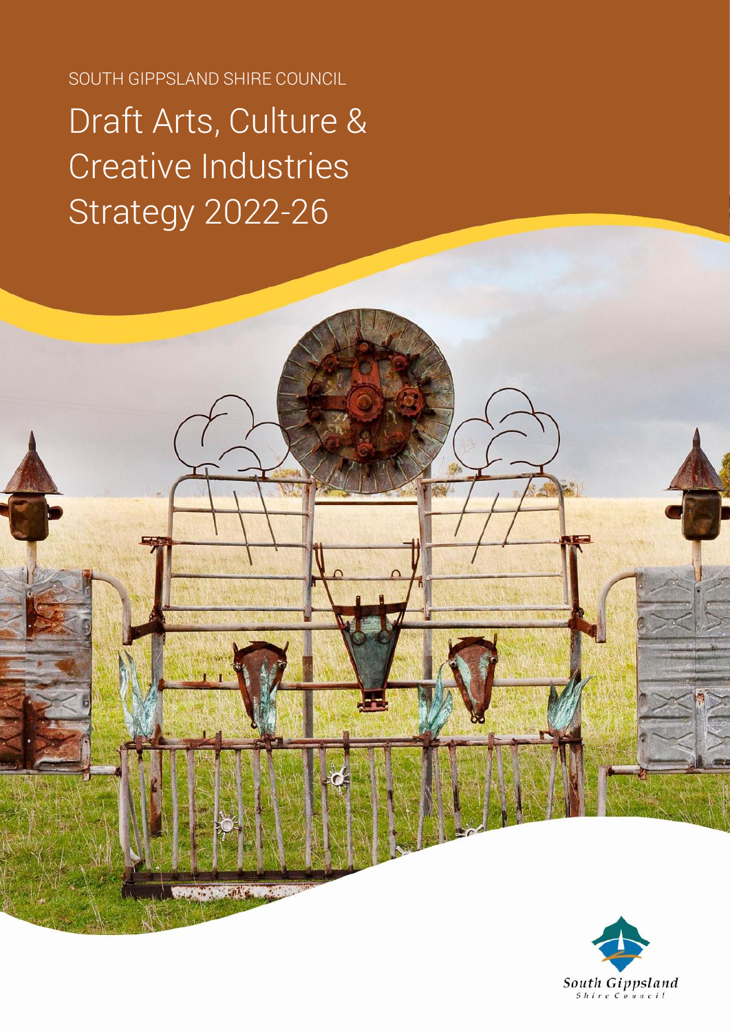SOUTH GIPPSLAND SHIRE COUNCIL

# Draft Arts, Culture & Creative Industries Strategy 2022-26

South Gippsland Shire Council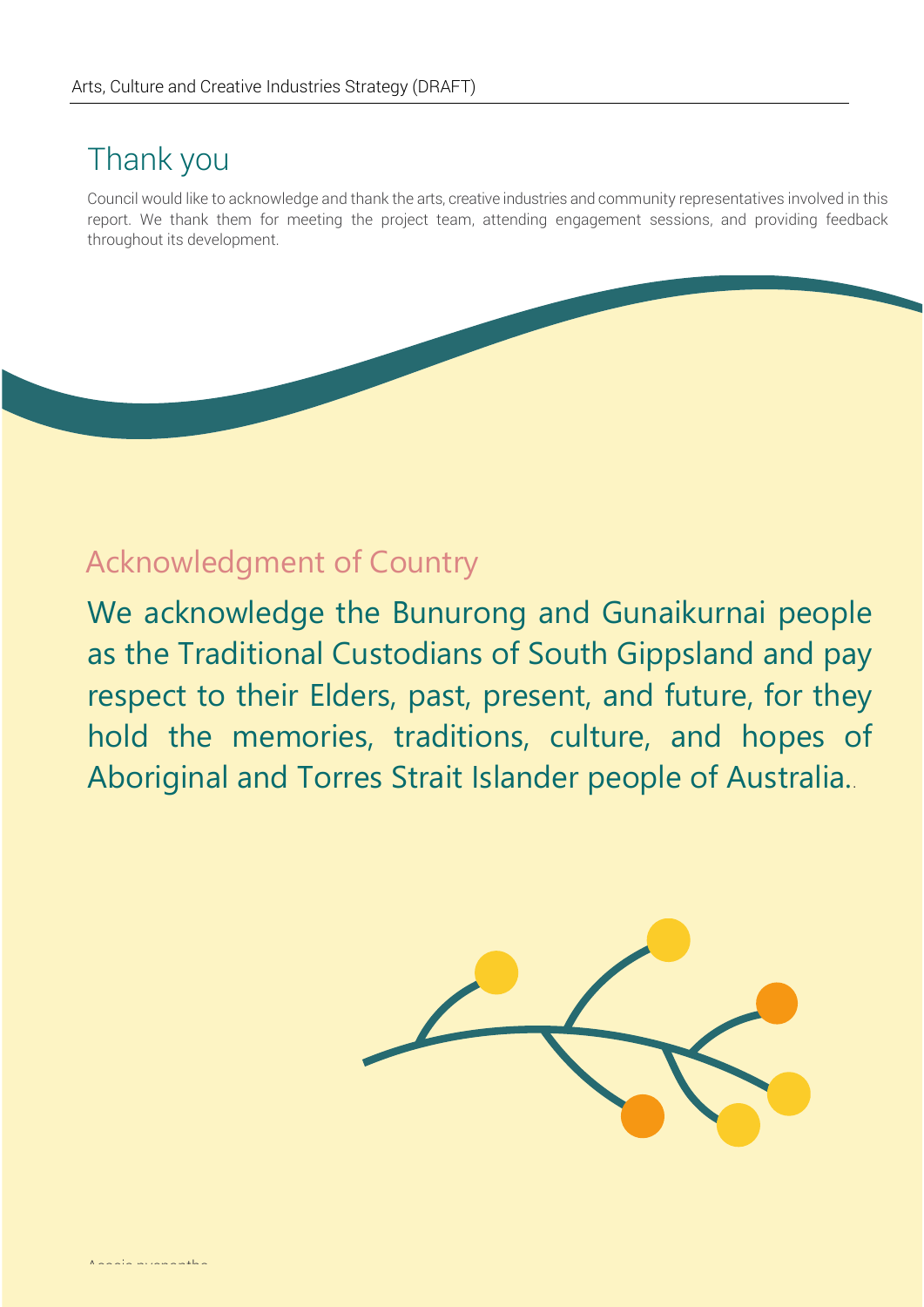## Thank you

Council would like to acknowledge and thank the arts, creative industries and community representatives involved in this report. We thank them for meeting the project team, attending engagement sessions, and providing feedback throughout its development.

## Acknowledgment of Country

We acknowledge the Bunurong and Gunaikurnai people as the Traditional Custodians of South Gippsland and pay respect to their Elders, past, present, and future, for they hold the memories, traditions, culture, and hopes of Aboriginal and Torres Strait Islander people of Australia..

Acacia pycnantha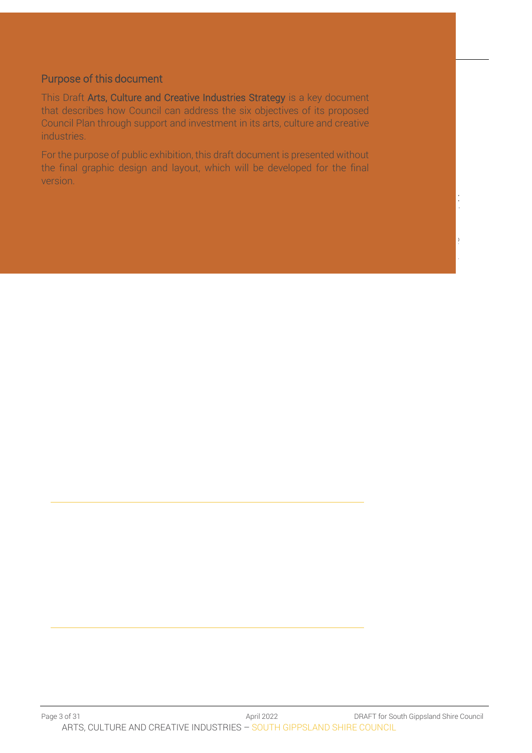## Purpose of this document

This Draft **Arts, Culture and Creative Industries Strategy** is a key document that describes how Council can address the six objectives of its proposed Council Plan through support and investment in its arts, culture and creative industries.

For the purpose of public exhibition, this draft document is presented without the final graphic design and layout, which will be developed for the final version.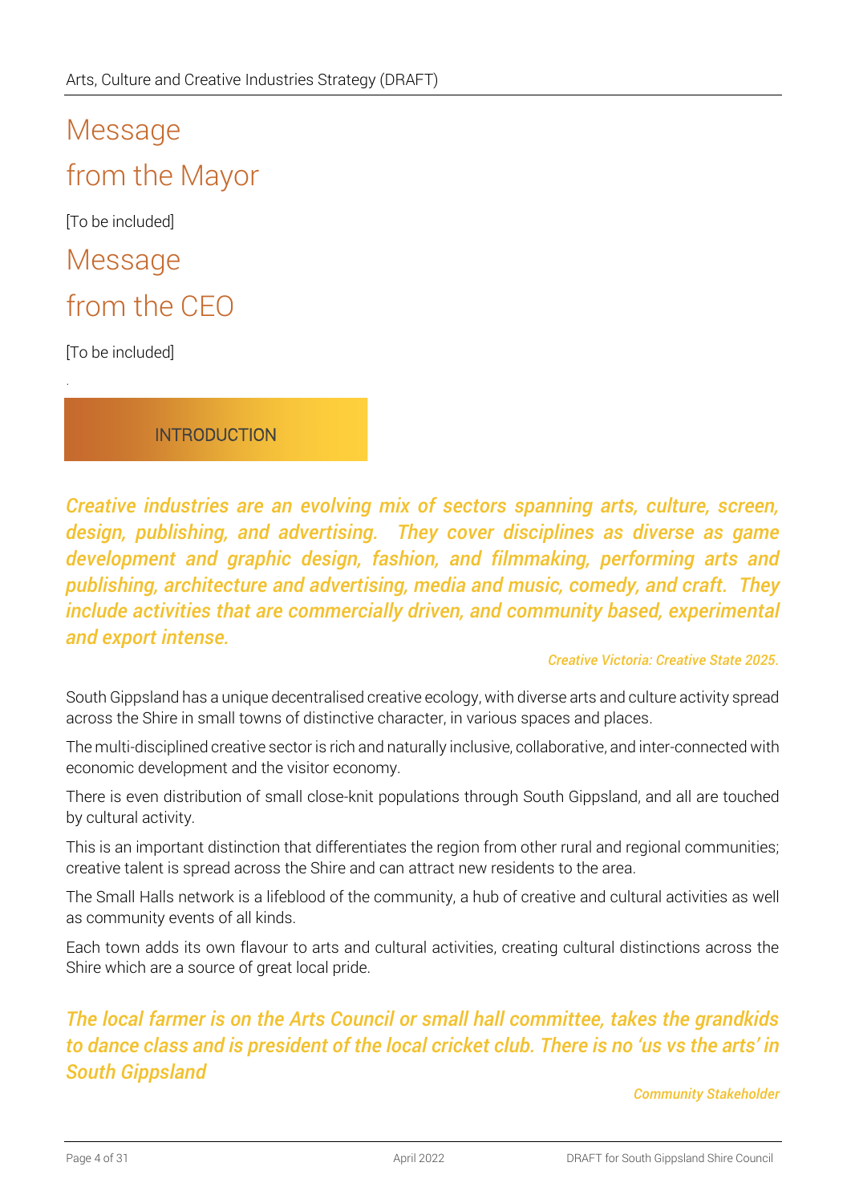# Message from the Mayor

[To be included]

# Message from the CEO

[To be included]

## INTRODUCTION

***Creative industries are an evolving mix of sectors spanning arts, culture, screen, design, publishing, and advertising. They cover disciplines as diverse as game development and graphic design, fashion, and filmmaking, performing arts and publishing, architecture and advertising, media and music, comedy, and craft. They include activities that are commercially driven, and community based, experimental and export intense.***

***Creative Victoria: Creative State 2025.***

South Gippsland has a unique decentralised creative ecology, with diverse arts and culture activity spread across the Shire in small towns of distinctive character, in various spaces and places.

The multi-disciplined creative sector is rich and naturally inclusive, collaborative, and inter-connected with economic development and the visitor economy.

There is even distribution of small close-knit populations through South Gippsland, and all are touched by cultural activity.

This is an important distinction that differentiates the region from other rural and regional communities; creative talent is spread across the Shire and can attract new residents to the area.

The Small Halls network is a lifeblood of the community, a hub of creative and cultural activities as well as community events of all kinds.

Each town adds its own flavour to arts and cultural activities, creating cultural distinctions across the Shire which are a source of great local pride.

***The local farmer is on the Arts Council or small hall committee, takes the grandkids to dance class and is president of the local cricket club. There is no 'us vs the arts' in South Gippsland***

***Community Stakeholder***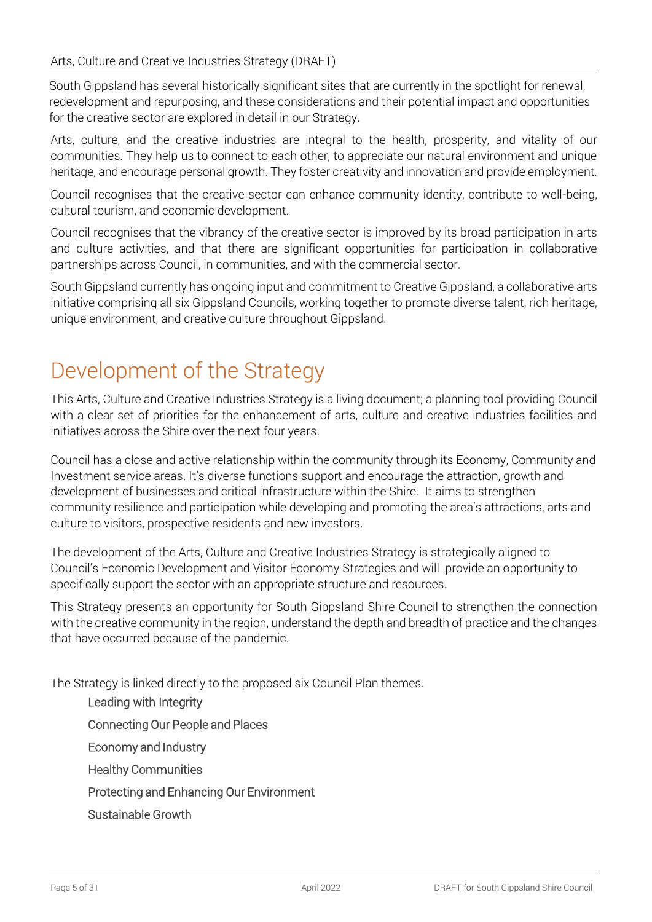South Gippsland has several historically significant sites that are currently in the spotlight for renewal, redevelopment and repurposing, and these considerations and their potential impact and opportunities for the creative sector are explored in detail in our Strategy.

Arts, culture, and the creative industries are integral to the health, prosperity, and vitality of our communities. They help us to connect to each other, to appreciate our natural environment and unique heritage, and encourage personal growth. They foster creativity and innovation and provide employment.

Council recognises that the creative sector can enhance community identity, contribute to well-being, cultural tourism, and economic development.

Council recognises that the vibrancy of the creative sector is improved by its broad participation in arts and culture activities, and that there are significant opportunities for participation in collaborative partnerships across Council, in communities, and with the commercial sector.

South Gippsland currently has ongoing input and commitment to Creative Gippsland, a collaborative arts initiative comprising all six Gippsland Councils, working together to promote diverse talent, rich heritage, unique environment, and creative culture throughout Gippsland.

# Development of the Strategy

This Arts, Culture and Creative Industries Strategy is a living document; a planning tool providing Council with a clear set of priorities for the enhancement of arts, culture and creative industries facilities and initiatives across the Shire over the next four years.

Council has a close and active relationship within the community through its Economy, Community and Investment service areas. It's diverse functions support and encourage the attraction, growth and development of businesses and critical infrastructure within the Shire. It aims to strengthen community resilience and participation while developing and promoting the area's attractions, arts and culture to visitors, prospective residents and new investors.

The development of the Arts, Culture and Creative Industries Strategy is strategically aligned to Council's Economic Development and Visitor Economy Strategies and will provide an opportunity to specifically support the sector with an appropriate structure and resources.

This Strategy presents an opportunity for South Gippsland Shire Council to strengthen the connection with the creative community in the region, understand the depth and breadth of practice and the changes that have occurred because of the pandemic.

The Strategy is linked directly to the proposed six Council Plan themes.

- Leading with Integrity
- Connecting Our People and Places
- Economy and Industry
- Healthy Communities
- Protecting and Enhancing Our Environment
- Sustainable Growth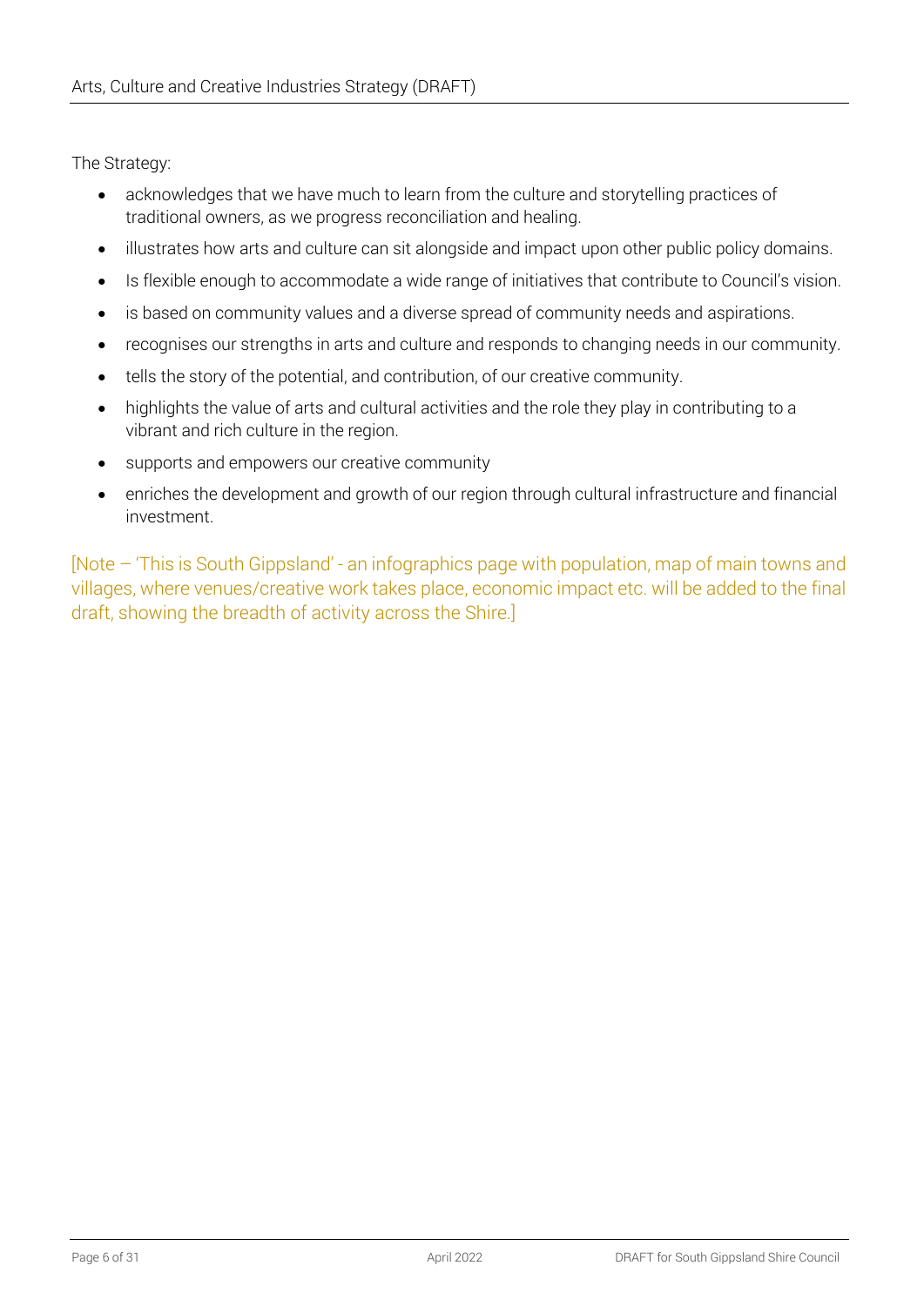The Strategy:

- acknowledges that we have much to learn from the culture and storytelling practices of traditional owners, as we progress reconciliation and healing.
- illustrates how arts and culture can sit alongside and impact upon other public policy domains.
- Is flexible enough to accommodate a wide range of initiatives that contribute to Council's vision.
- is based on community values and a diverse spread of community needs and aspirations.
- recognises our strengths in arts and culture and responds to changing needs in our community.
- tells the story of the potential, and contribution, of our creative community.
- highlights the value of arts and cultural activities and the role they play in contributing to a vibrant and rich culture in the region.
- supports and empowers our creative community
- enriches the development and growth of our region through cultural infrastructure and financial investment.

[Note – 'This is South Gippsland' - an infographics page with population, map of main towns and villages, where venues/creative work takes place, economic impact etc. will be added to the final draft, showing the breadth of activity across the Shire.]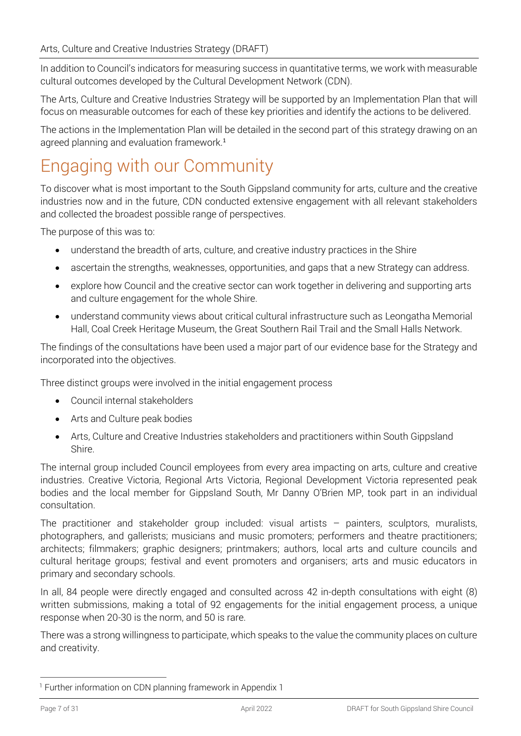In addition to Council's indicators for measuring success in quantitative terms, we work with measurable cultural outcomes developed by the Cultural Development Network (CDN).

The Arts, Culture and Creative Industries Strategy will be supported by an Implementation Plan that will focus on measurable outcomes for each of these key priorities and identify the actions to be delivered.

The actions in the Implementation Plan will be detailed in the second part of this strategy drawing on an agreed planning and evaluation framework.[1]

# Engaging with our Community

To discover what is most important to the South Gippsland community for arts, culture and the creative industries now and in the future, CDN conducted extensive engagement with all relevant stakeholders and collected the broadest possible range of perspectives.

The purpose of this was to:

- understand the breadth of arts, culture, and creative industry practices in the Shire
- ascertain the strengths, weaknesses, opportunities, and gaps that a new Strategy can address.
- explore how Council and the creative sector can work together in delivering and supporting arts and culture engagement for the whole Shire.
- understand community views about critical cultural infrastructure such as Leongatha Memorial Hall, Coal Creek Heritage Museum, the Great Southern Rail Trail and the Small Halls Network.

The findings of the consultations have been used a major part of our evidence base for the Strategy and incorporated into the objectives.

Three distinct groups were involved in the initial engagement process

- Council internal stakeholders
- Arts and Culture peak bodies
- Arts, Culture and Creative Industries stakeholders and practitioners within South Gippsland Shire.

The internal group included Council employees from every area impacting on arts, culture and creative industries. Creative Victoria, Regional Arts Victoria, Regional Development Victoria represented peak bodies and the local member for Gippsland South, Mr Danny O'Brien MP, took part in an individual consultation.

The practitioner and stakeholder group included: visual artists – painters, sculptors, muralists, photographers, and gallerists; musicians and music promoters; performers and theatre practitioners; architects; filmmakers; graphic designers; printmakers; authors, local arts and culture councils and cultural heritage groups; festival and event promoters and organisers; arts and music educators in primary and secondary schools.

In all, 84 people were directly engaged and consulted across 42 in-depth consultations with eight (8) written submissions, making a total of 92 engagements for the initial engagement process, a unique response when 20-30 is the norm, and 50 is rare.

There was a strong willingness to participate, which speaks to the value the community places on culture and creativity.

---

[1] Further information on CDN planning framework in Appendix 1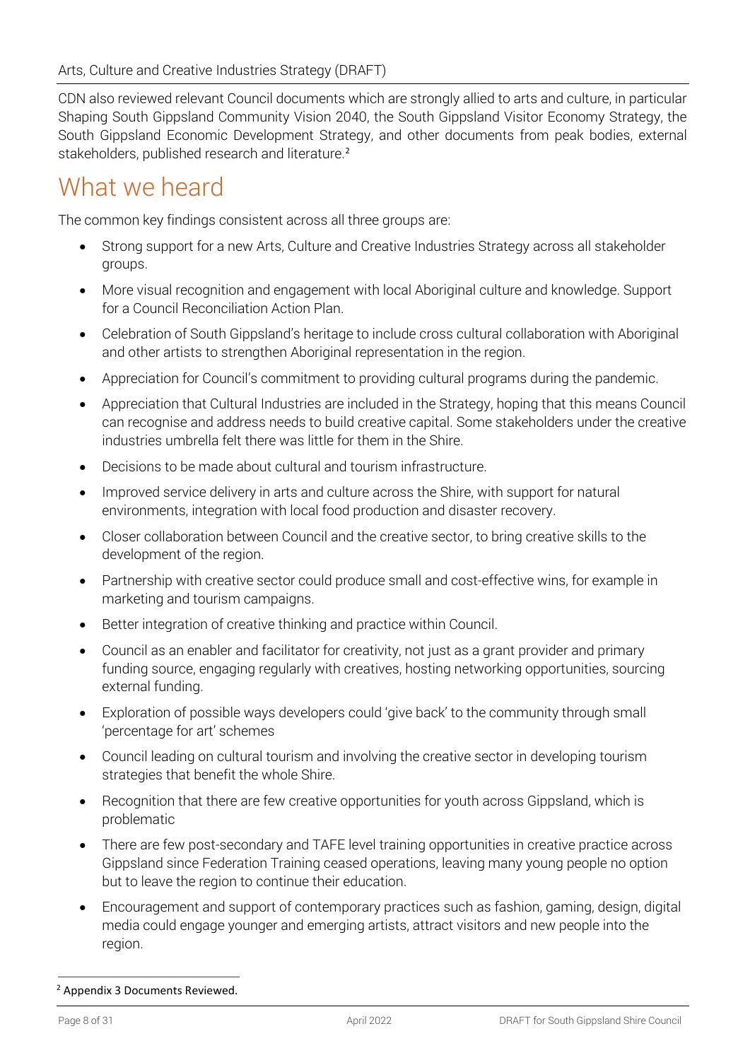CDN also reviewed relevant Council documents which are strongly allied to arts and culture, in particular Shaping South Gippsland Community Vision 2040, the South Gippsland Visitor Economy Strategy, the South Gippsland Economic Development Strategy, and other documents from peak bodies, external stakeholders, published research and literature.[2]

# What we heard

The common key findings consistent across all three groups are:

- Strong support for a new Arts, Culture and Creative Industries Strategy across all stakeholder groups.
- More visual recognition and engagement with local Aboriginal culture and knowledge. Support for a Council Reconciliation Action Plan.
- Celebration of South Gippsland's heritage to include cross cultural collaboration with Aboriginal and other artists to strengthen Aboriginal representation in the region.
- Appreciation for Council's commitment to providing cultural programs during the pandemic.
- Appreciation that Cultural Industries are included in the Strategy, hoping that this means Council can recognise and address needs to build creative capital. Some stakeholders under the creative industries umbrella felt there was little for them in the Shire.
- Decisions to be made about cultural and tourism infrastructure.
- Improved service delivery in arts and culture across the Shire, with support for natural environments, integration with local food production and disaster recovery.
- Closer collaboration between Council and the creative sector, to bring creative skills to the development of the region.
- Partnership with creative sector could produce small and cost-effective wins, for example in marketing and tourism campaigns.
- Better integration of creative thinking and practice within Council.
- Council as an enabler and facilitator for creativity, not just as a grant provider and primary funding source, engaging regularly with creatives, hosting networking opportunities, sourcing external funding.
- Exploration of possible ways developers could 'give back' to the community through small 'percentage for art' schemes
- Council leading on cultural tourism and involving the creative sector in developing tourism strategies that benefit the whole Shire.
- Recognition that there are few creative opportunities for youth across Gippsland, which is problematic
- There are few post-secondary and TAFE level training opportunities in creative practice across Gippsland since Federation Training ceased operations, leaving many young people no option but to leave the region to continue their education.
- Encouragement and support of contemporary practices such as fashion, gaming, design, digital media could engage younger and emerging artists, attract visitors and new people into the region.

[2] Appendix 3 Documents Reviewed.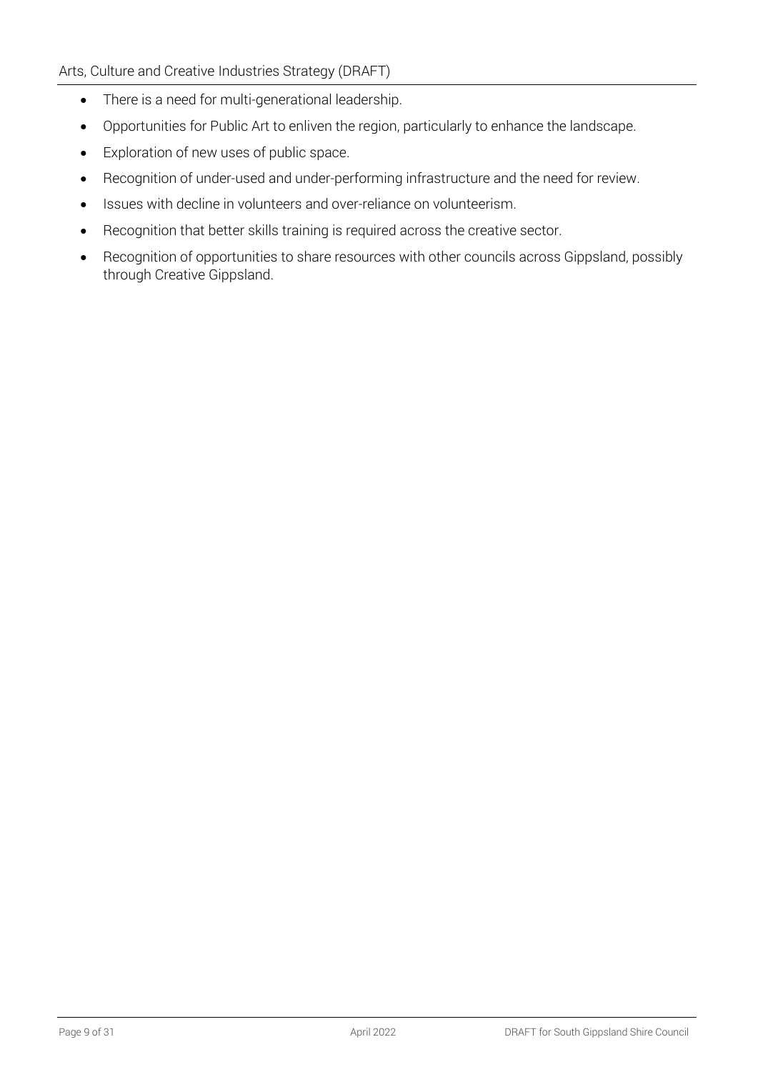- There is a need for multi-generational leadership.
- Opportunities for Public Art to enliven the region, particularly to enhance the landscape.
- Exploration of new uses of public space.
- Recognition of under-used and under-performing infrastructure and the need for review.
- Issues with decline in volunteers and over-reliance on volunteerism.
- Recognition that better skills training is required across the creative sector.
- Recognition of opportunities to share resources with other councils across Gippsland, possibly through Creative Gippsland.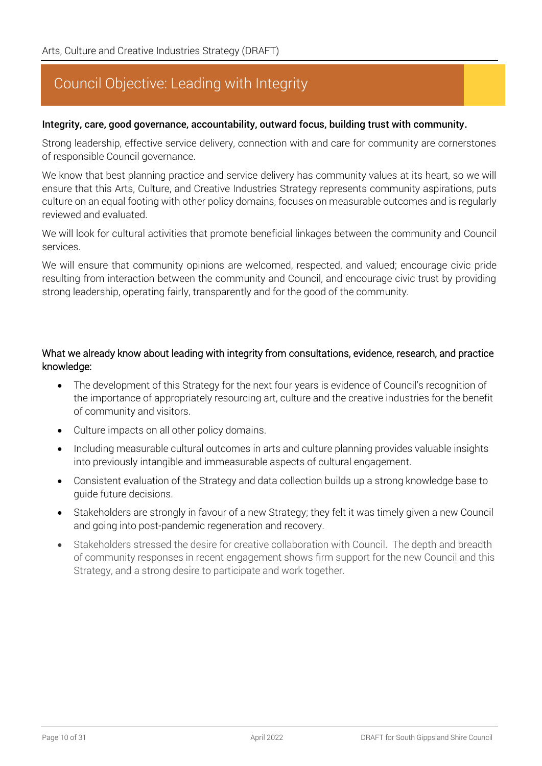## Council Objective: Leading with Integrity

**Integrity, care, good governance, accountability, outward focus, building trust with community.**

Strong leadership, effective service delivery, connection with and care for community are cornerstones of responsible Council governance.

We know that best planning practice and service delivery has community values at its heart, so we will ensure that this Arts, Culture, and Creative Industries Strategy represents community aspirations, puts culture on an equal footing with other policy domains, focuses on measurable outcomes and is regularly reviewed and evaluated.

We will look for cultural activities that promote beneficial linkages between the community and Council services.

We will ensure that community opinions are welcomed, respected, and valued; encourage civic pride resulting from interaction between the community and Council, and encourage civic trust by providing strong leadership, operating fairly, transparently and for the good of the community.

### What we already know about leading with integrity from consultations, evidence, research, and practice knowledge:

- The development of this Strategy for the next four years is evidence of Council's recognition of the importance of appropriately resourcing art, culture and the creative industries for the benefit of community and visitors.
- Culture impacts on all other policy domains.
- Including measurable cultural outcomes in arts and culture planning provides valuable insights into previously intangible and immeasurable aspects of cultural engagement.
- Consistent evaluation of the Strategy and data collection builds up a strong knowledge base to guide future decisions.
- Stakeholders are strongly in favour of a new Strategy; they felt it was timely given a new Council and going into post-pandemic regeneration and recovery.
- Stakeholders stressed the desire for creative collaboration with Council. The depth and breadth of community responses in recent engagement shows firm support for the new Council and this Strategy, and a strong desire to participate and work together.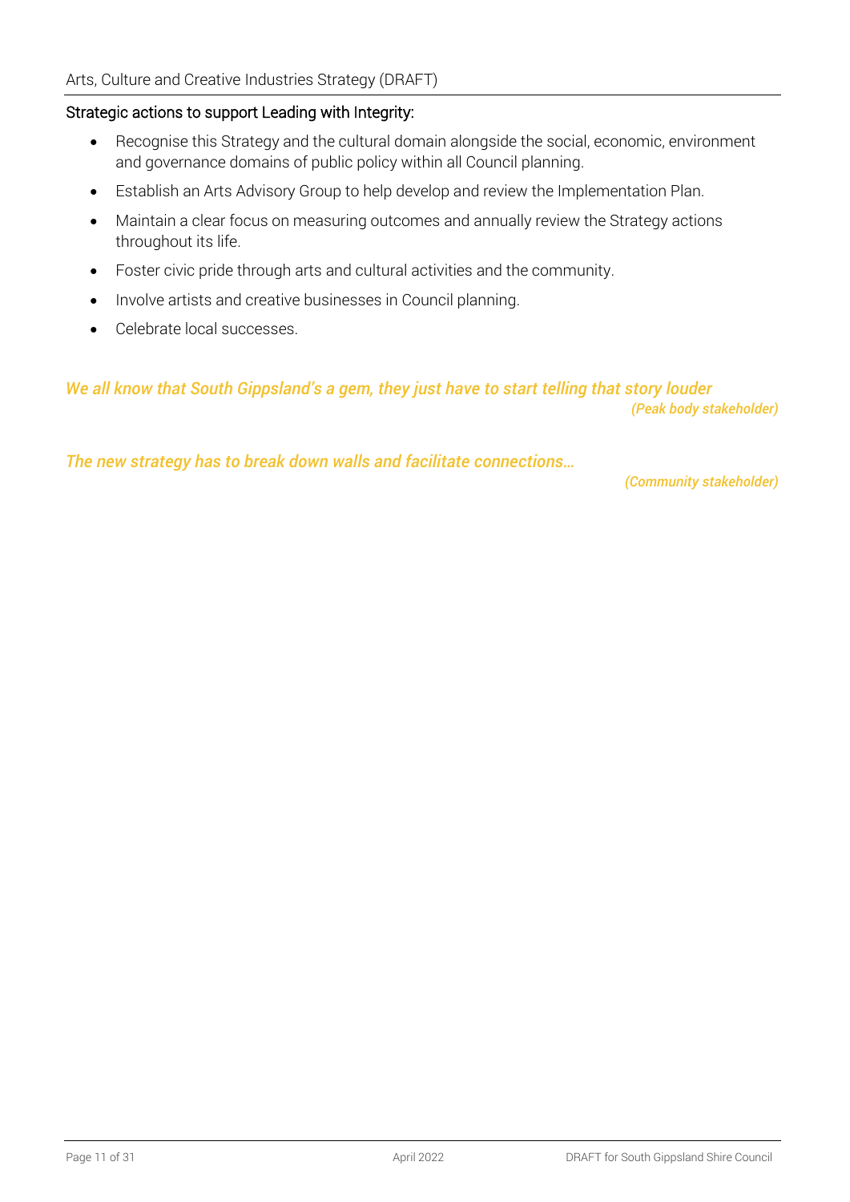Strategic actions to support Leading with Integrity:

- Recognise this Strategy and the cultural domain alongside the social, economic, environment and governance domains of public policy within all Council planning.
- Establish an Arts Advisory Group to help develop and review the Implementation Plan.
- Maintain a clear focus on measuring outcomes and annually review the Strategy actions throughout its life.
- Foster civic pride through arts and cultural activities and the community.
- Involve artists and creative businesses in Council planning.
- Celebrate local successes.

***We all know that South Gippsland's a gem, they just have to start telling that story louder***

***(Peak body stakeholder)***

***The new strategy has to break down walls and facilitate connections…***

***(Community stakeholder)***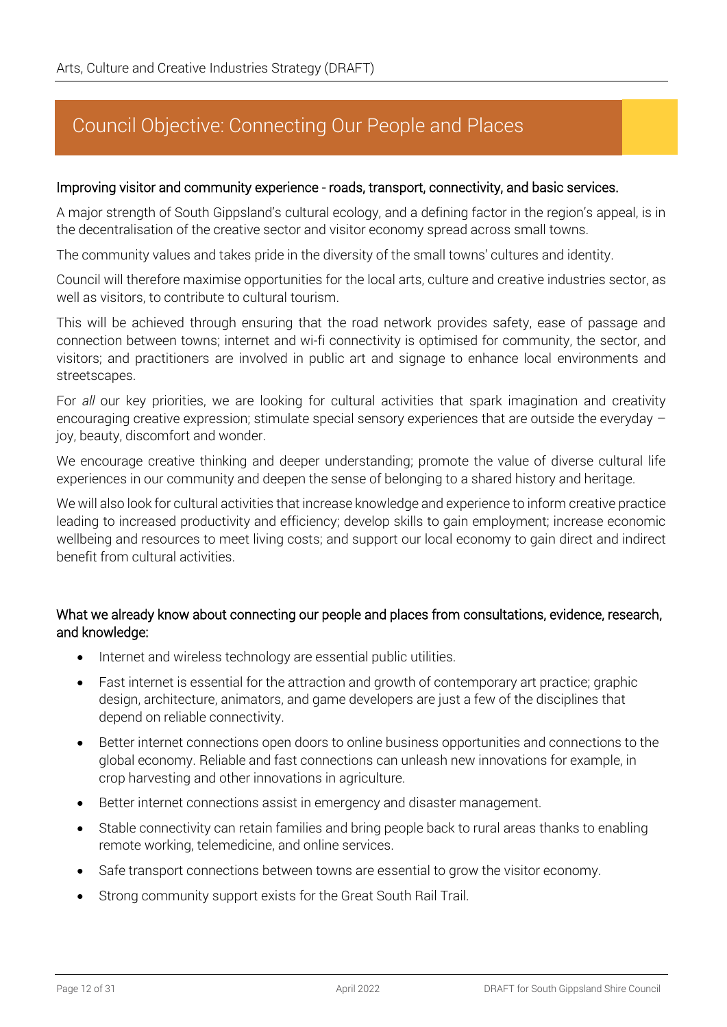# Council Objective: Connecting Our People and Places

### Improving visitor and community experience - roads, transport, connectivity, and basic services.

A major strength of South Gippsland's cultural ecology, and a defining factor in the region's appeal, is in the decentralisation of the creative sector and visitor economy spread across small towns.

The community values and takes pride in the diversity of the small towns' cultures and identity.

Council will therefore maximise opportunities for the local arts, culture and creative industries sector, as well as visitors, to contribute to cultural tourism.

This will be achieved through ensuring that the road network provides safety, ease of passage and connection between towns; internet and wi-fi connectivity is optimised for community, the sector, and visitors; and practitioners are involved in public art and signage to enhance local environments and streetscapes.

For *all* our key priorities, we are looking for cultural activities that spark imagination and creativity encouraging creative expression; stimulate special sensory experiences that are outside the everyday – joy, beauty, discomfort and wonder.

We encourage creative thinking and deeper understanding; promote the value of diverse cultural life experiences in our community and deepen the sense of belonging to a shared history and heritage.

We will also look for cultural activities that increase knowledge and experience to inform creative practice leading to increased productivity and efficiency; develop skills to gain employment; increase economic wellbeing and resources to meet living costs; and support our local economy to gain direct and indirect benefit from cultural activities.

### What we already know about connecting our people and places from consultations, evidence, research, and knowledge:

- Internet and wireless technology are essential public utilities.
- Fast internet is essential for the attraction and growth of contemporary art practice; graphic design, architecture, animators, and game developers are just a few of the disciplines that depend on reliable connectivity.
- Better internet connections open doors to online business opportunities and connections to the global economy. Reliable and fast connections can unleash new innovations for example, in crop harvesting and other innovations in agriculture.
- Better internet connections assist in emergency and disaster management.
- Stable connectivity can retain families and bring people back to rural areas thanks to enabling remote working, telemedicine, and online services.
- Safe transport connections between towns are essential to grow the visitor economy.
- Strong community support exists for the Great South Rail Trail.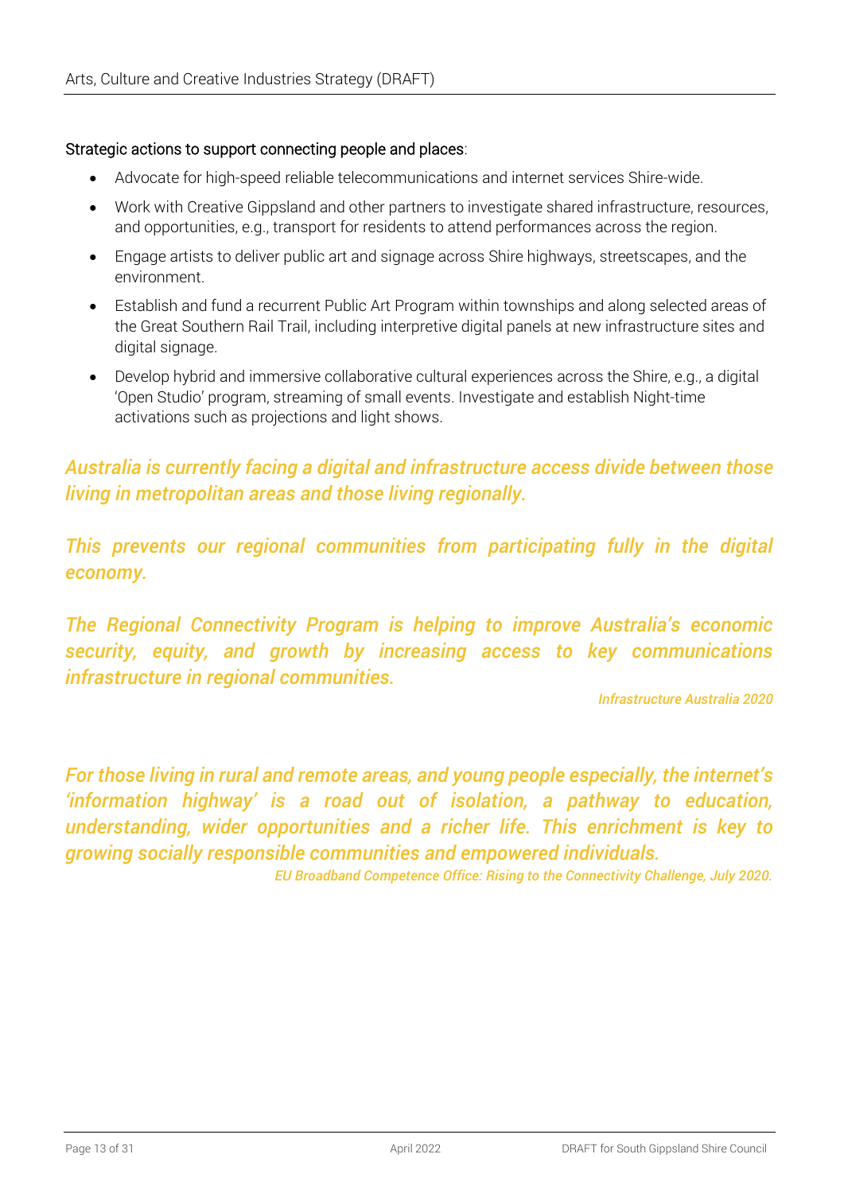Strategic actions to support connecting people and places:

- Advocate for high-speed reliable telecommunications and internet services Shire-wide.
- Work with Creative Gippsland and other partners to investigate shared infrastructure, resources, and opportunities, e.g., transport for residents to attend performances across the region.
- Engage artists to deliver public art and signage across Shire highways, streetscapes, and the environment.
- Establish and fund a recurrent Public Art Program within townships and along selected areas of the Great Southern Rail Trail, including interpretive digital panels at new infrastructure sites and digital signage.
- Develop hybrid and immersive collaborative cultural experiences across the Shire, e.g., a digital 'Open Studio' program, streaming of small events. Investigate and establish Night-time activations such as projections and light shows.

***Australia is currently facing a digital and infrastructure access divide between those living in metropolitan areas and those living regionally.***

***This prevents our regional communities from participating fully in the digital economy.***

***The Regional Connectivity Program is helping to improve Australia's economic security, equity, and growth by increasing access to key communications infrastructure in regional communities.***

***Infrastructure Australia 2020***

***For those living in rural and remote areas, and young people especially, the internet's 'information highway' is a road out of isolation, a pathway to education, understanding, wider opportunities and a richer life. This enrichment is key to growing socially responsible communities and empowered individuals.***

***EU Broadband Competence Office: Rising to the Connectivity Challenge, July 2020.***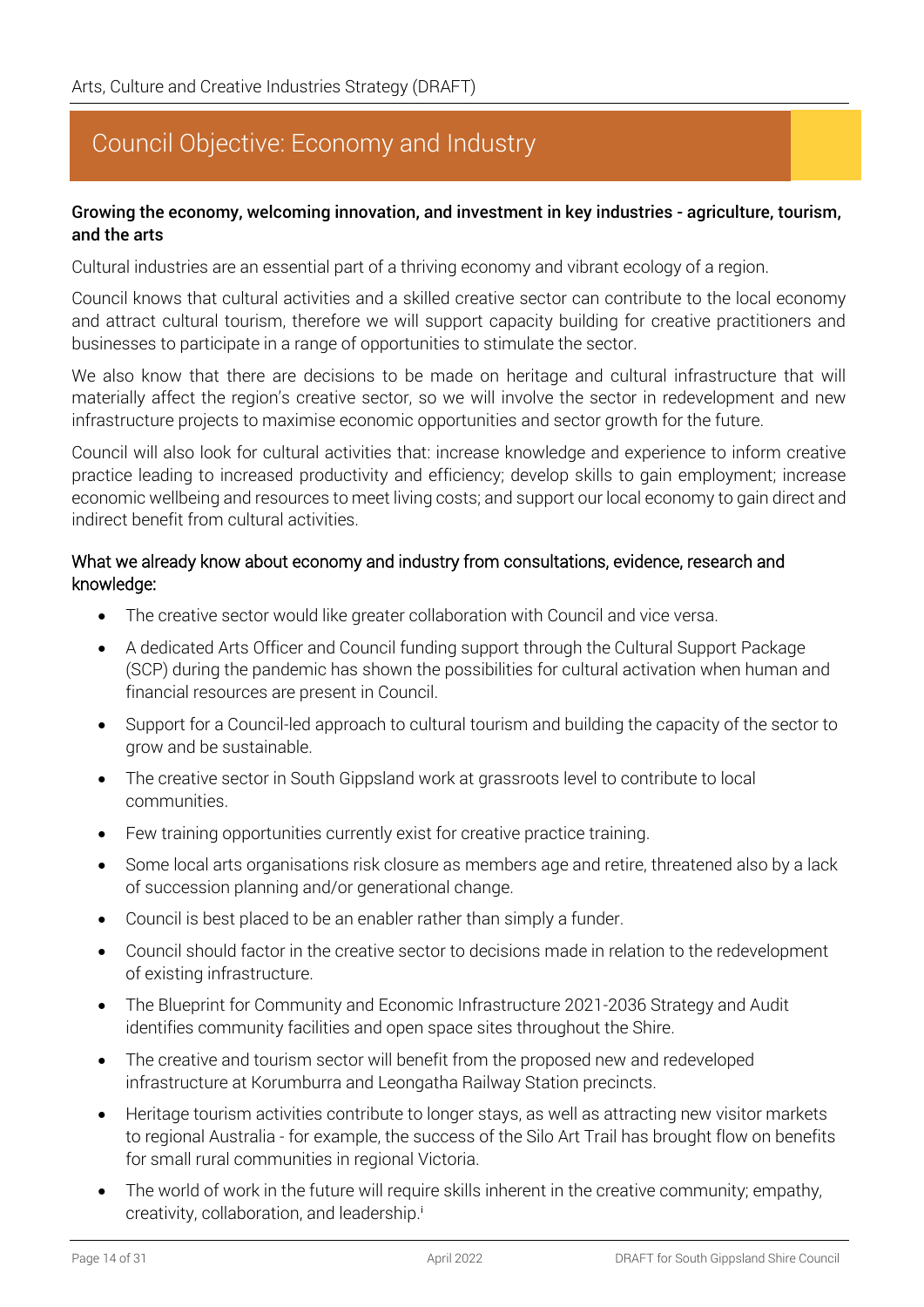# Council Objective: Economy and Industry

**Growing the economy, welcoming innovation, and investment in key industries - agriculture, tourism, and the arts**

Cultural industries are an essential part of a thriving economy and vibrant ecology of a region.

Council knows that cultural activities and a skilled creative sector can contribute to the local economy and attract cultural tourism, therefore we will support capacity building for creative practitioners and businesses to participate in a range of opportunities to stimulate the sector.

We also know that there are decisions to be made on heritage and cultural infrastructure that will materially affect the region's creative sector, so we will involve the sector in redevelopment and new infrastructure projects to maximise economic opportunities and sector growth for the future.

Council will also look for cultural activities that: increase knowledge and experience to inform creative practice leading to increased productivity and efficiency; develop skills to gain employment; increase economic wellbeing and resources to meet living costs; and support our local economy to gain direct and indirect benefit from cultural activities.

## What we already know about economy and industry from consultations, evidence, research and knowledge:

- The creative sector would like greater collaboration with Council and vice versa.
- A dedicated Arts Officer and Council funding support through the Cultural Support Package (SCP) during the pandemic has shown the possibilities for cultural activation when human and financial resources are present in Council.
- Support for a Council-led approach to cultural tourism and building the capacity of the sector to grow and be sustainable.
- The creative sector in South Gippsland work at grassroots level to contribute to local communities.
- Few training opportunities currently exist for creative practice training.
- Some local arts organisations risk closure as members age and retire, threatened also by a lack of succession planning and/or generational change.
- Council is best placed to be an enabler rather than simply a funder.
- Council should factor in the creative sector to decisions made in relation to the redevelopment of existing infrastructure.
- The Blueprint for Community and Economic Infrastructure 2021-2036 Strategy and Audit identifies community facilities and open space sites throughout the Shire.
- The creative and tourism sector will benefit from the proposed new and redeveloped infrastructure at Korumburra and Leongatha Railway Station precincts.
- Heritage tourism activities contribute to longer stays, as well as attracting new visitor markets to regional Australia - for example, the success of the Silo Art Trail has brought flow on benefits for small rural communities in regional Victoria.
- The world of work in the future will require skills inherent in the creative community; empathy, creativity, collaboration, and leadership.[i]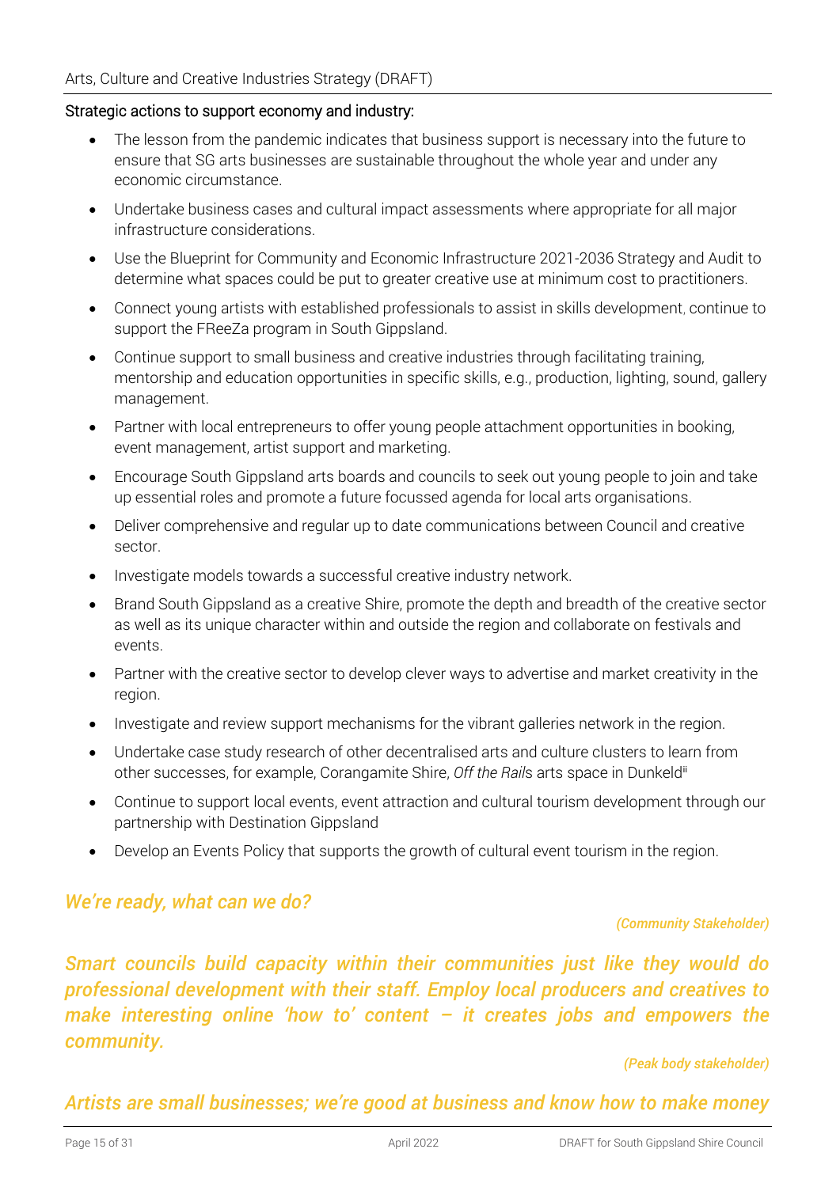Strategic actions to support economy and industry:

- The lesson from the pandemic indicates that business support is necessary into the future to ensure that SG arts businesses are sustainable throughout the whole year and under any economic circumstance.
- Undertake business cases and cultural impact assessments where appropriate for all major infrastructure considerations.
- Use the Blueprint for Community and Economic Infrastructure 2021-2036 Strategy and Audit to determine what spaces could be put to greater creative use at minimum cost to practitioners.
- Connect young artists with established professionals to assist in skills development, continue to support the FReeZa program in South Gippsland.
- Continue support to small business and creative industries through facilitating training, mentorship and education opportunities in specific skills, e.g., production, lighting, sound, gallery management.
- Partner with local entrepreneurs to offer young people attachment opportunities in booking, event management, artist support and marketing.
- Encourage South Gippsland arts boards and councils to seek out young people to join and take up essential roles and promote a future focussed agenda for local arts organisations.
- Deliver comprehensive and regular up to date communications between Council and creative sector.
- Investigate models towards a successful creative industry network.
- Brand South Gippsland as a creative Shire, promote the depth and breadth of the creative sector as well as its unique character within and outside the region and collaborate on festivals and events.
- Partner with the creative sector to develop clever ways to advertise and market creativity in the region.
- Investigate and review support mechanisms for the vibrant galleries network in the region.
- Undertake case study research of other decentralised arts and culture clusters to learn from other successes, for example, Corangamite Shire, *Off the Rail*s arts space in Dunkeld[iii]
- Continue to support local events, event attraction and cultural tourism development through our partnership with Destination Gippsland
- Develop an Events Policy that supports the growth of cultural event tourism in the region.

***We're ready, what can we do?***

*(Community Stakeholder)*

***Smart councils build capacity within their communities just like they would do professional development with their staff. Employ local producers and creatives to make interesting online 'how to' content – it creates jobs and empowers the community.***

*(Peak body stakeholder)*

***Artists are small businesses; we're good at business and know how to make money***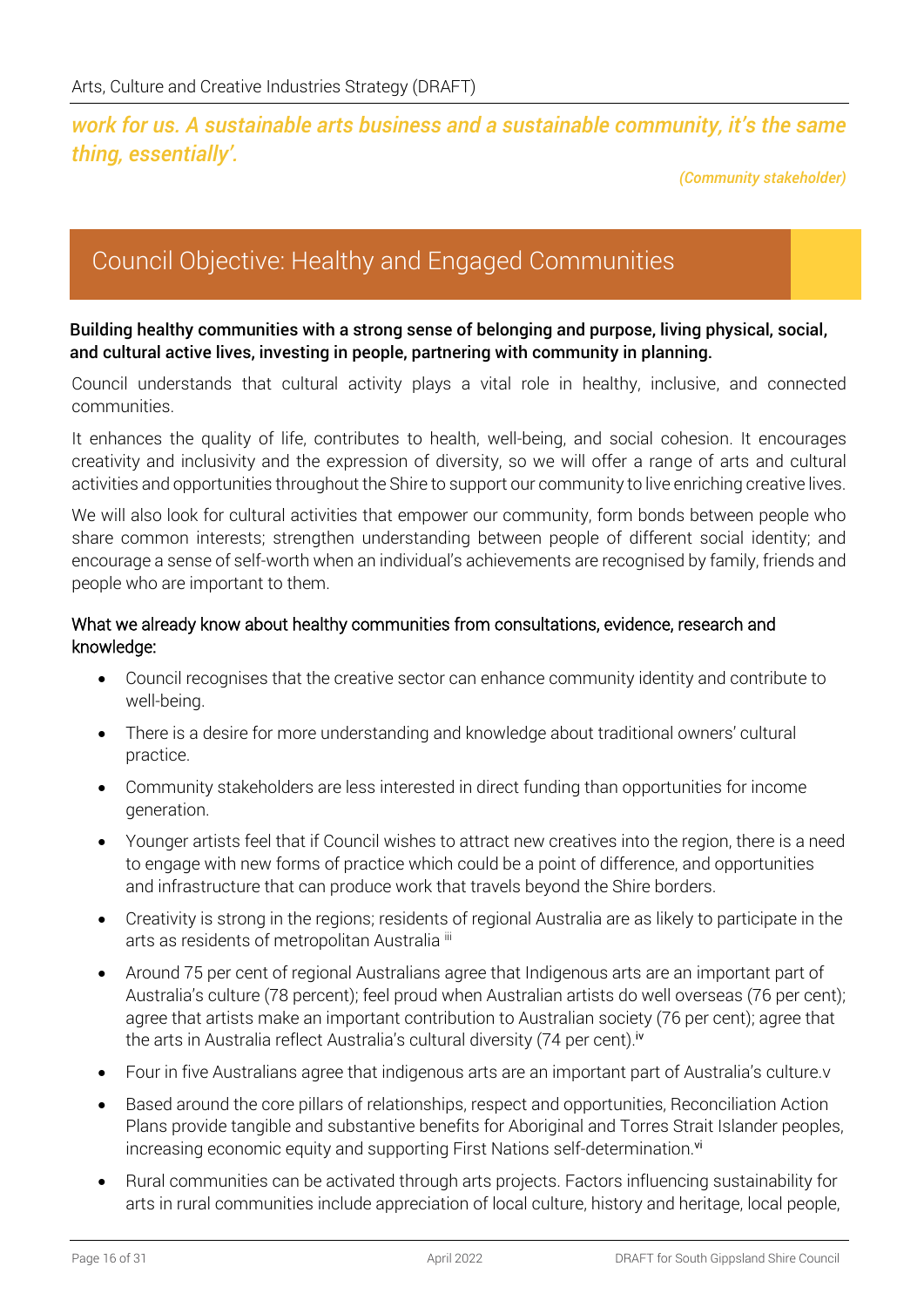***work for us. A sustainable arts business and a sustainable community, it's the same thing, essentially'.***

***(Community stakeholder)***

## Council Objective: Healthy and Engaged Communities

**Building healthy communities with a strong sense of belonging and purpose, living physical, social, and cultural active lives, investing in people, partnering with community in planning.**

Council understands that cultural activity plays a vital role in healthy, inclusive, and connected communities.

It enhances the quality of life, contributes to health, well-being, and social cohesion. It encourages creativity and inclusivity and the expression of diversity, so we will offer a range of arts and cultural activities and opportunities throughout the Shire to support our community to live enriching creative lives.

We will also look for cultural activities that empower our community, form bonds between people who share common interests; strengthen understanding between people of different social identity; and encourage a sense of self-worth when an individual's achievements are recognised by family, friends and people who are important to them.

What we already know about healthy communities from consultations, evidence, research and knowledge:

- Council recognises that the creative sector can enhance community identity and contribute to well-being.
- There is a desire for more understanding and knowledge about traditional owners' cultural practice.
- Community stakeholders are less interested in direct funding than opportunities for income generation.
- Younger artists feel that if Council wishes to attract new creatives into the region, there is a need to engage with new forms of practice which could be a point of difference, and opportunities and infrastructure that can produce work that travels beyond the Shire borders.
- Creativity is strong in the regions; residents of regional Australia are as likely to participate in the arts as residents of metropolitan Australia [iii]
- Around 75 per cent of regional Australians agree that Indigenous arts are an important part of Australia's culture (78 percent); feel proud when Australian artists do well overseas (76 per cent); agree that artists make an important contribution to Australian society (76 per cent); agree that the arts in Australia reflect Australia's cultural diversity (74 per cent).[iv]
- Four in five Australians agree that indigenous arts are an important part of Australia's culture.v
- Based around the core pillars of relationships, respect and opportunities, Reconciliation Action Plans provide tangible and substantive benefits for Aboriginal and Torres Strait Islander peoples, increasing economic equity and supporting First Nations self-determination.[vi]
- Rural communities can be activated through arts projects. Factors influencing sustainability for arts in rural communities include appreciation of local culture, history and heritage, local people,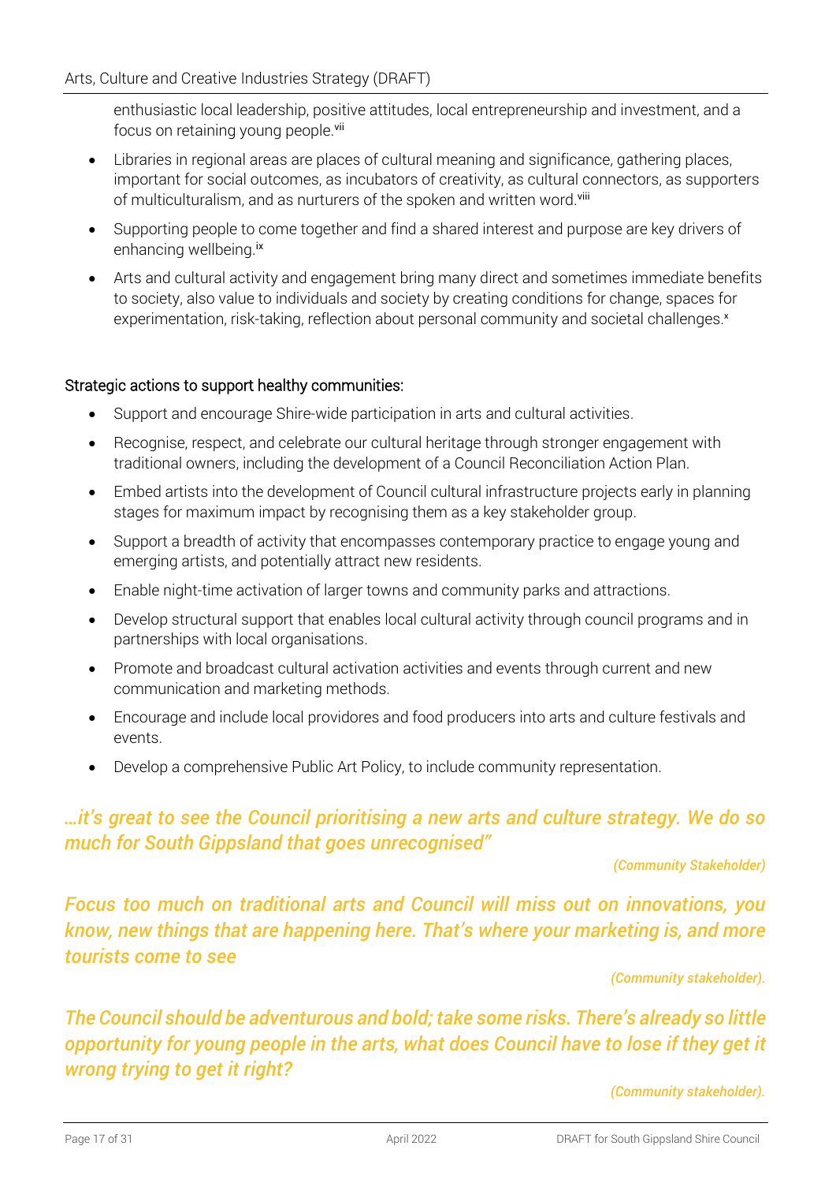enthusiastic local leadership, positive attitudes, local entrepreneurship and investment, and a focus on retaining young people.[vii]

- Libraries in regional areas are places of cultural meaning and significance, gathering places, important for social outcomes, as incubators of creativity, as cultural connectors, as supporters of multiculturalism, and as nurturers of the spoken and written word.[viii]
- Supporting people to come together and find a shared interest and purpose are key drivers of enhancing wellbeing.[ix]
- Arts and cultural activity and engagement bring many direct and sometimes immediate benefits to society, also value to individuals and society by creating conditions for change, spaces for experimentation, risk-taking, reflection about personal community and societal challenges.[x]

Strategic actions to support healthy communities:

- Support and encourage Shire-wide participation in arts and cultural activities.
- Recognise, respect, and celebrate our cultural heritage through stronger engagement with traditional owners, including the development of a Council Reconciliation Action Plan.
- Embed artists into the development of Council cultural infrastructure projects early in planning stages for maximum impact by recognising them as a key stakeholder group.
- Support a breadth of activity that encompasses contemporary practice to engage young and emerging artists, and potentially attract new residents.
- Enable night-time activation of larger towns and community parks and attractions.
- Develop structural support that enables local cultural activity through council programs and in partnerships with local organisations.
- Promote and broadcast cultural activation activities and events through current and new communication and marketing methods.
- Encourage and include local providores and food producers into arts and culture festivals and events.
- Develop a comprehensive Public Art Policy, to include community representation.

***…it's great to see the Council prioritising a new arts and culture strategy. We do so much for South Gippsland that goes unrecognised"***

***(Community Stakeholder)***

***Focus too much on traditional arts and Council will miss out on innovations, you know, new things that are happening here. That's where your marketing is, and more tourists come to see***

***(Community stakeholder).***

***The Council should be adventurous and bold; take some risks. There's already so little opportunity for young people in the arts, what does Council have to lose if they get it wrong trying to get it right?***

***(Community stakeholder).***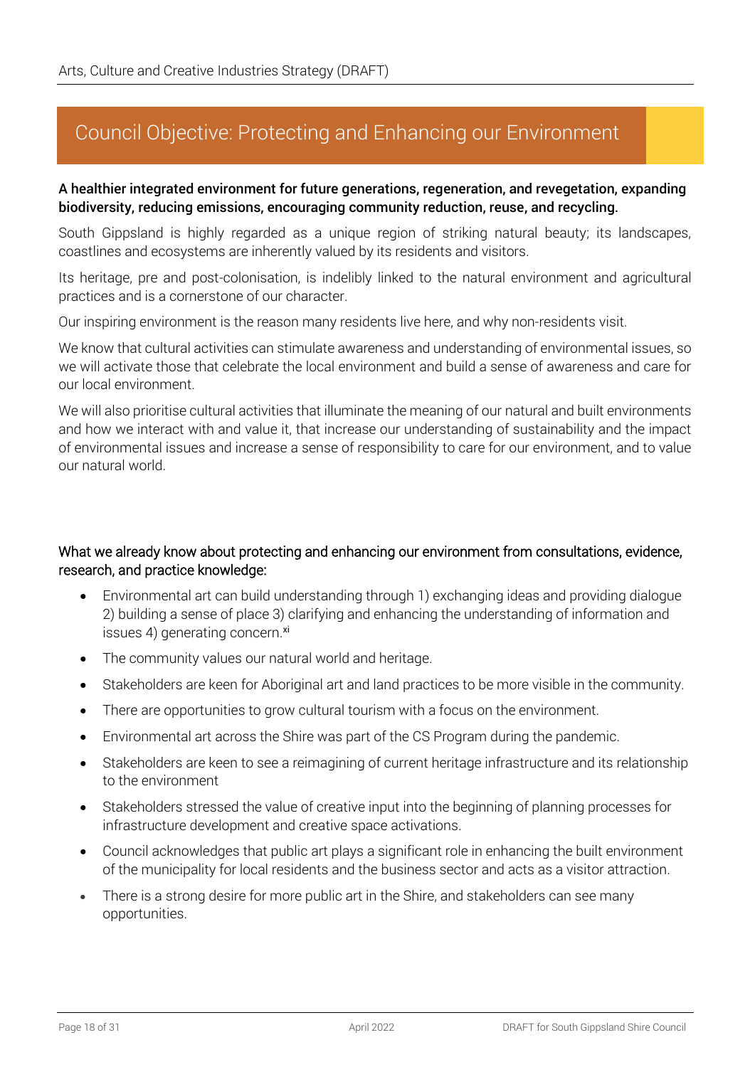# Council Objective: Protecting and Enhancing our Environment

**A healthier integrated environment for future generations, regeneration, and revegetation, expanding biodiversity, reducing emissions, encouraging community reduction, reuse, and recycling.**

South Gippsland is highly regarded as a unique region of striking natural beauty; its landscapes, coastlines and ecosystems are inherently valued by its residents and visitors.

Its heritage, pre and post-colonisation, is indelibly linked to the natural environment and agricultural practices and is a cornerstone of our character.

Our inspiring environment is the reason many residents live here, and why non-residents visit.

We know that cultural activities can stimulate awareness and understanding of environmental issues, so we will activate those that celebrate the local environment and build a sense of awareness and care for our local environment.

We will also prioritise cultural activities that illuminate the meaning of our natural and built environments and how we interact with and value it, that increase our understanding of sustainability and the impact of environmental issues and increase a sense of responsibility to care for our environment, and to value our natural world.

What we already know about protecting and enhancing our environment from consultations, evidence, research, and practice knowledge:

- Environmental art can build understanding through 1) exchanging ideas and providing dialogue 2) building a sense of place 3) clarifying and enhancing the understanding of information and issues 4) generating concern.[xi]
- The community values our natural world and heritage.
- Stakeholders are keen for Aboriginal art and land practices to be more visible in the community.
- There are opportunities to grow cultural tourism with a focus on the environment.
- Environmental art across the Shire was part of the CS Program during the pandemic.
- Stakeholders are keen to see a reimagining of current heritage infrastructure and its relationship to the environment
- Stakeholders stressed the value of creative input into the beginning of planning processes for infrastructure development and creative space activations.
- Council acknowledges that public art plays a significant role in enhancing the built environment of the municipality for local residents and the business sector and acts as a visitor attraction.
- There is a strong desire for more public art in the Shire, and stakeholders can see many opportunities.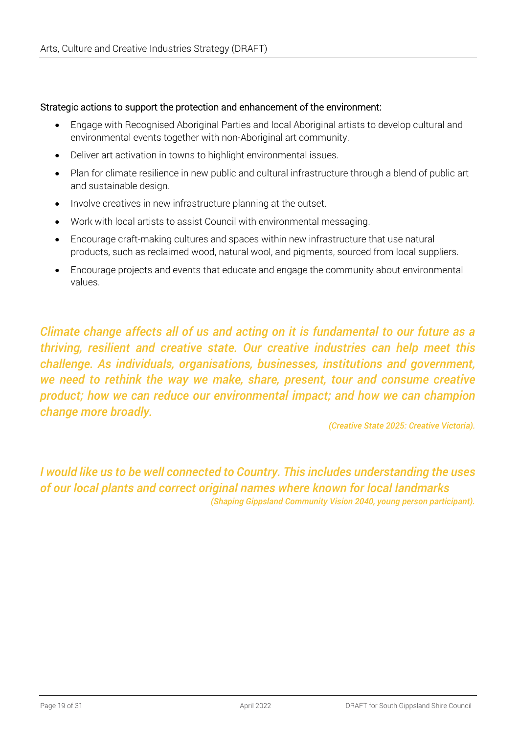Strategic actions to support the protection and enhancement of the environment:

- Engage with Recognised Aboriginal Parties and local Aboriginal artists to develop cultural and environmental events together with non-Aboriginal art community.
- Deliver art activation in towns to highlight environmental issues.
- Plan for climate resilience in new public and cultural infrastructure through a blend of public art and sustainable design.
- Involve creatives in new infrastructure planning at the outset.
- Work with local artists to assist Council with environmental messaging.
- Encourage craft-making cultures and spaces within new infrastructure that use natural products, such as reclaimed wood, natural wool, and pigments, sourced from local suppliers.
- Encourage projects and events that educate and engage the community about environmental values.

***Climate change affects all of us and acting on it is fundamental to our future as a thriving, resilient and creative state. Our creative industries can help meet this challenge. As individuals, organisations, businesses, institutions and government, we need to rethink the way we make, share, present, tour and consume creative product; how we can reduce our environmental impact; and how we can champion change more broadly.***

***(Creative State 2025: Creative Victoria).***

***I would like us to be well connected to Country. This includes understanding the uses of our local plants and correct original names where known for local landmarks***
***(Shaping Gippsland Community Vision 2040, young person participant).***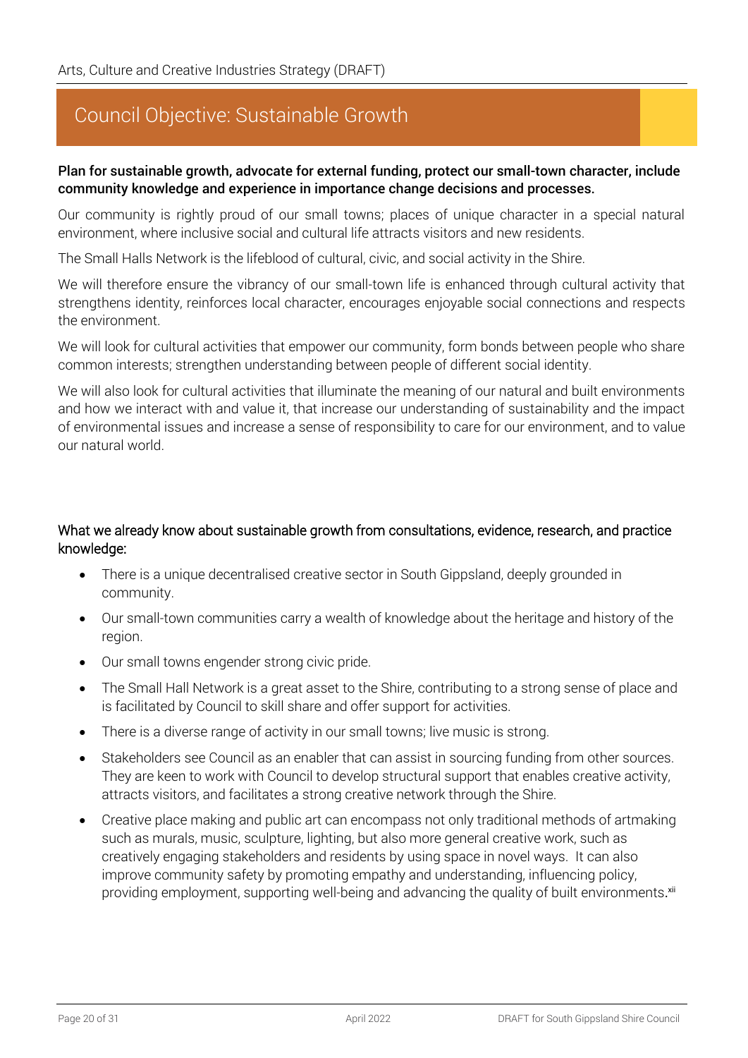# Council Objective: Sustainable Growth

**Plan for sustainable growth, advocate for external funding, protect our small-town character, include community knowledge and experience in importance change decisions and processes.**

Our community is rightly proud of our small towns; places of unique character in a special natural environment, where inclusive social and cultural life attracts visitors and new residents.

The Small Halls Network is the lifeblood of cultural, civic, and social activity in the Shire.

We will therefore ensure the vibrancy of our small-town life is enhanced through cultural activity that strengthens identity, reinforces local character, encourages enjoyable social connections and respects the environment.

We will look for cultural activities that empower our community, form bonds between people who share common interests; strengthen understanding between people of different social identity.

We will also look for cultural activities that illuminate the meaning of our natural and built environments and how we interact with and value it, that increase our understanding of sustainability and the impact of environmental issues and increase a sense of responsibility to care for our environment, and to value our natural world.

## What we already know about sustainable growth from consultations, evidence, research, and practice knowledge:

- There is a unique decentralised creative sector in South Gippsland, deeply grounded in community.
- Our small-town communities carry a wealth of knowledge about the heritage and history of the region.
- Our small towns engender strong civic pride.
- The Small Hall Network is a great asset to the Shire, contributing to a strong sense of place and is facilitated by Council to skill share and offer support for activities.
- There is a diverse range of activity in our small towns; live music is strong.
- Stakeholders see Council as an enabler that can assist in sourcing funding from other sources. They are keen to work with Council to develop structural support that enables creative activity, attracts visitors, and facilitates a strong creative network through the Shire.
- Creative place making and public art can encompass not only traditional methods of artmaking such as murals, music, sculpture, lighting, but also more general creative work, such as creatively engaging stakeholders and residents by using space in novel ways. It can also improve community safety by promoting empathy and understanding, influencing policy, providing employment, supporting well-being and advancing the quality of built environments.[xii]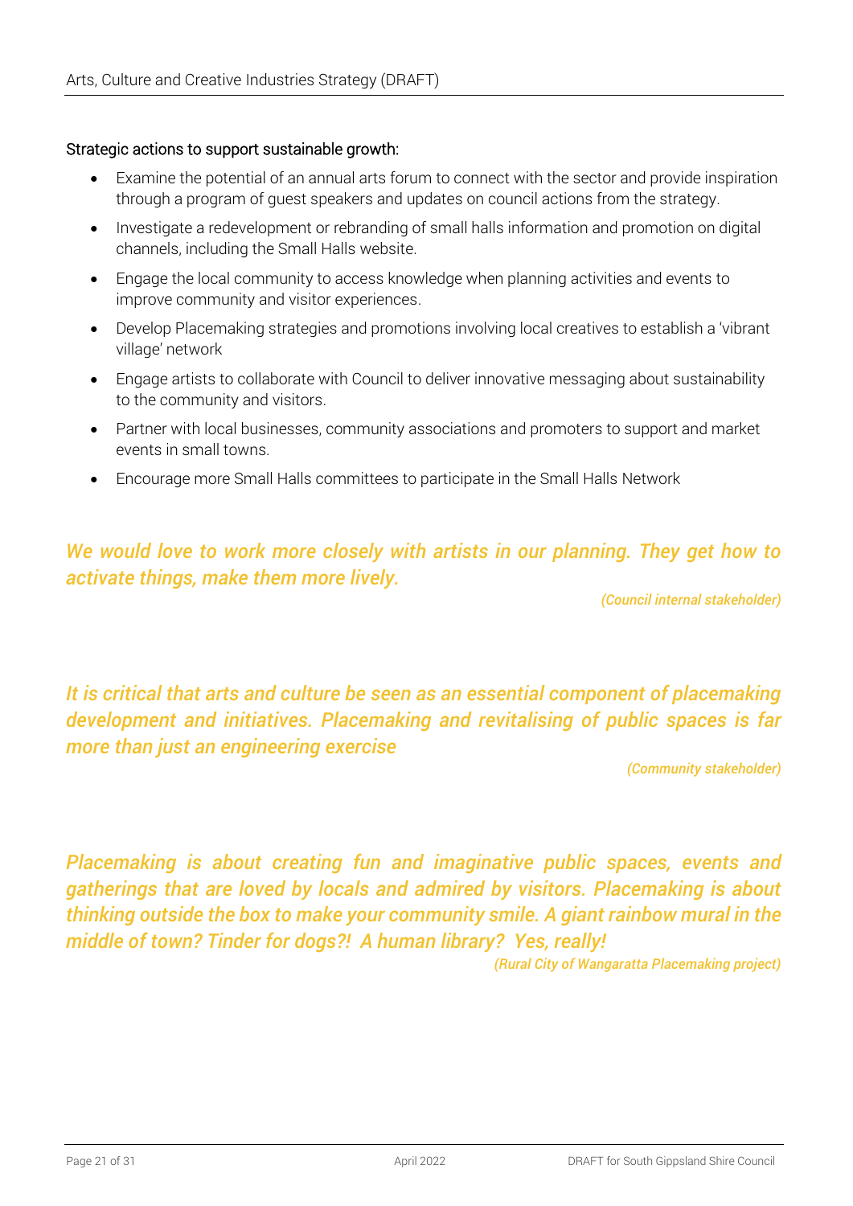Strategic actions to support sustainable growth:

- Examine the potential of an annual arts forum to connect with the sector and provide inspiration through a program of guest speakers and updates on council actions from the strategy.
- Investigate a redevelopment or rebranding of small halls information and promotion on digital channels, including the Small Halls website.
- Engage the local community to access knowledge when planning activities and events to improve community and visitor experiences.
- Develop Placemaking strategies and promotions involving local creatives to establish a 'vibrant village' network
- Engage artists to collaborate with Council to deliver innovative messaging about sustainability to the community and visitors.
- Partner with local businesses, community associations and promoters to support and market events in small towns.
- Encourage more Small Halls committees to participate in the Small Halls Network

***We would love to work more closely with artists in our planning. They get how to activate things, make them more lively.***

***(Council internal stakeholder)***

***It is critical that arts and culture be seen as an essential component of placemaking development and initiatives. Placemaking and revitalising of public spaces is far more than just an engineering exercise***

***(Community stakeholder)***

***Placemaking is about creating fun and imaginative public spaces, events and gatherings that are loved by locals and admired by visitors. Placemaking is about thinking outside the box to make your community smile. A giant rainbow mural in the middle of town? Tinder for dogs?! A human library? Yes, really!***

***(Rural City of Wangaratta Placemaking project)***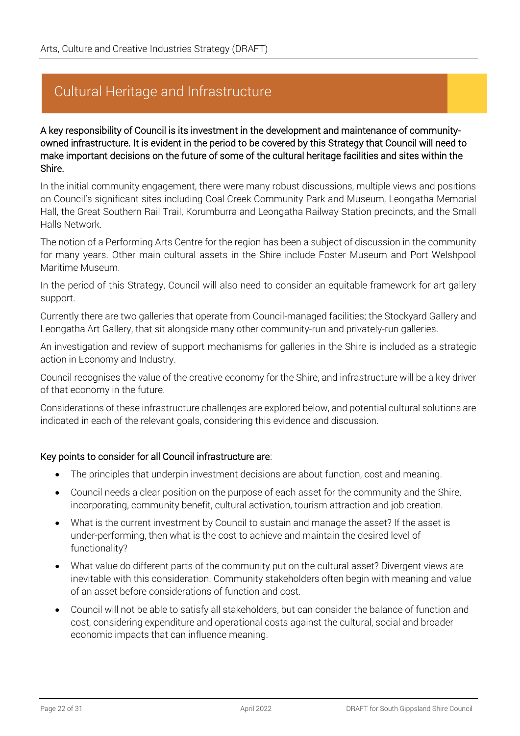# Cultural Heritage and Infrastructure

A key responsibility of Council is its investment in the development and maintenance of community-owned infrastructure. It is evident in the period to be covered by this Strategy that Council will need to make important decisions on the future of some of the cultural heritage facilities and sites within the Shire.

In the initial community engagement, there were many robust discussions, multiple views and positions on Council's significant sites including Coal Creek Community Park and Museum, Leongatha Memorial Hall, the Great Southern Rail Trail, Korumburra and Leongatha Railway Station precincts, and the Small Halls Network.

The notion of a Performing Arts Centre for the region has been a subject of discussion in the community for many years. Other main cultural assets in the Shire include Foster Museum and Port Welshpool Maritime Museum.

In the period of this Strategy, Council will also need to consider an equitable framework for art gallery support.

Currently there are two galleries that operate from Council-managed facilities; the Stockyard Gallery and Leongatha Art Gallery, that sit alongside many other community-run and privately-run galleries.

An investigation and review of support mechanisms for galleries in the Shire is included as a strategic action in Economy and Industry.

Council recognises the value of the creative economy for the Shire, and infrastructure will be a key driver of that economy in the future.

Considerations of these infrastructure challenges are explored below, and potential cultural solutions are indicated in each of the relevant goals, considering this evidence and discussion.

**Key points to consider for all Council infrastructure are**:

- The principles that underpin investment decisions are about function, cost and meaning.
- Council needs a clear position on the purpose of each asset for the community and the Shire, incorporating, community benefit, cultural activation, tourism attraction and job creation.
- What is the current investment by Council to sustain and manage the asset? If the asset is under-performing, then what is the cost to achieve and maintain the desired level of functionality?
- What value do different parts of the community put on the cultural asset? Divergent views are inevitable with this consideration. Community stakeholders often begin with meaning and value of an asset before considerations of function and cost.
- Council will not be able to satisfy all stakeholders, but can consider the balance of function and cost, considering expenditure and operational costs against the cultural, social and broader economic impacts that can influence meaning.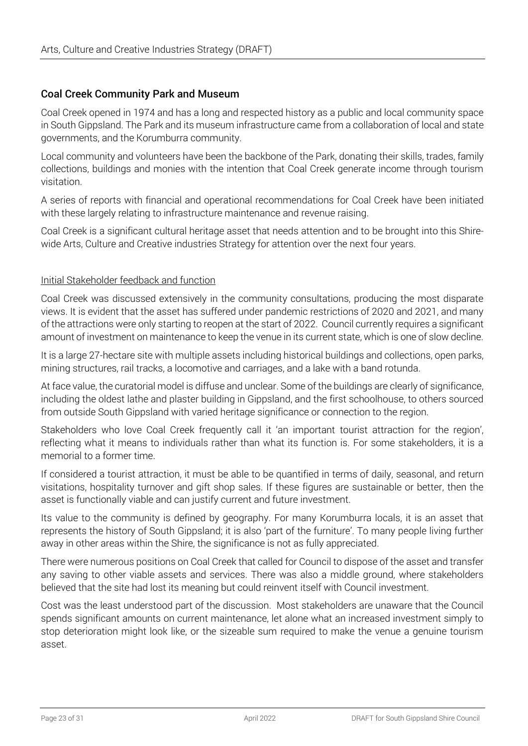## Coal Creek Community Park and Museum

Coal Creek opened in 1974 and has a long and respected history as a public and local community space in South Gippsland. The Park and its museum infrastructure came from a collaboration of local and state governments, and the Korumburra community.

Local community and volunteers have been the backbone of the Park, donating their skills, trades, family collections, buildings and monies with the intention that Coal Creek generate income through tourism visitation.

A series of reports with financial and operational recommendations for Coal Creek have been initiated with these largely relating to infrastructure maintenance and revenue raising.

Coal Creek is a significant cultural heritage asset that needs attention and to be brought into this Shire-wide Arts, Culture and Creative industries Strategy for attention over the next four years.

### Initial Stakeholder feedback and function

Coal Creek was discussed extensively in the community consultations, producing the most disparate views. It is evident that the asset has suffered under pandemic restrictions of 2020 and 2021, and many of the attractions were only starting to reopen at the start of 2022. Council currently requires a significant amount of investment on maintenance to keep the venue in its current state, which is one of slow decline.

It is a large 27-hectare site with multiple assets including historical buildings and collections, open parks, mining structures, rail tracks, a locomotive and carriages, and a lake with a band rotunda.

At face value, the curatorial model is diffuse and unclear. Some of the buildings are clearly of significance, including the oldest lathe and plaster building in Gippsland, and the first schoolhouse, to others sourced from outside South Gippsland with varied heritage significance or connection to the region.

Stakeholders who love Coal Creek frequently call it 'an important tourist attraction for the region', reflecting what it means to individuals rather than what its function is. For some stakeholders, it is a memorial to a former time.

If considered a tourist attraction, it must be able to be quantified in terms of daily, seasonal, and return visitations, hospitality turnover and gift shop sales. If these figures are sustainable or better, then the asset is functionally viable and can justify current and future investment.

Its value to the community is defined by geography. For many Korumburra locals, it is an asset that represents the history of South Gippsland; it is also 'part of the furniture'. To many people living further away in other areas within the Shire, the significance is not as fully appreciated.

There were numerous positions on Coal Creek that called for Council to dispose of the asset and transfer any saving to other viable assets and services. There was also a middle ground, where stakeholders believed that the site had lost its meaning but could reinvent itself with Council investment.

Cost was the least understood part of the discussion. Most stakeholders are unaware that the Council spends significant amounts on current maintenance, let alone what an increased investment simply to stop deterioration might look like, or the sizeable sum required to make the venue a genuine tourism asset.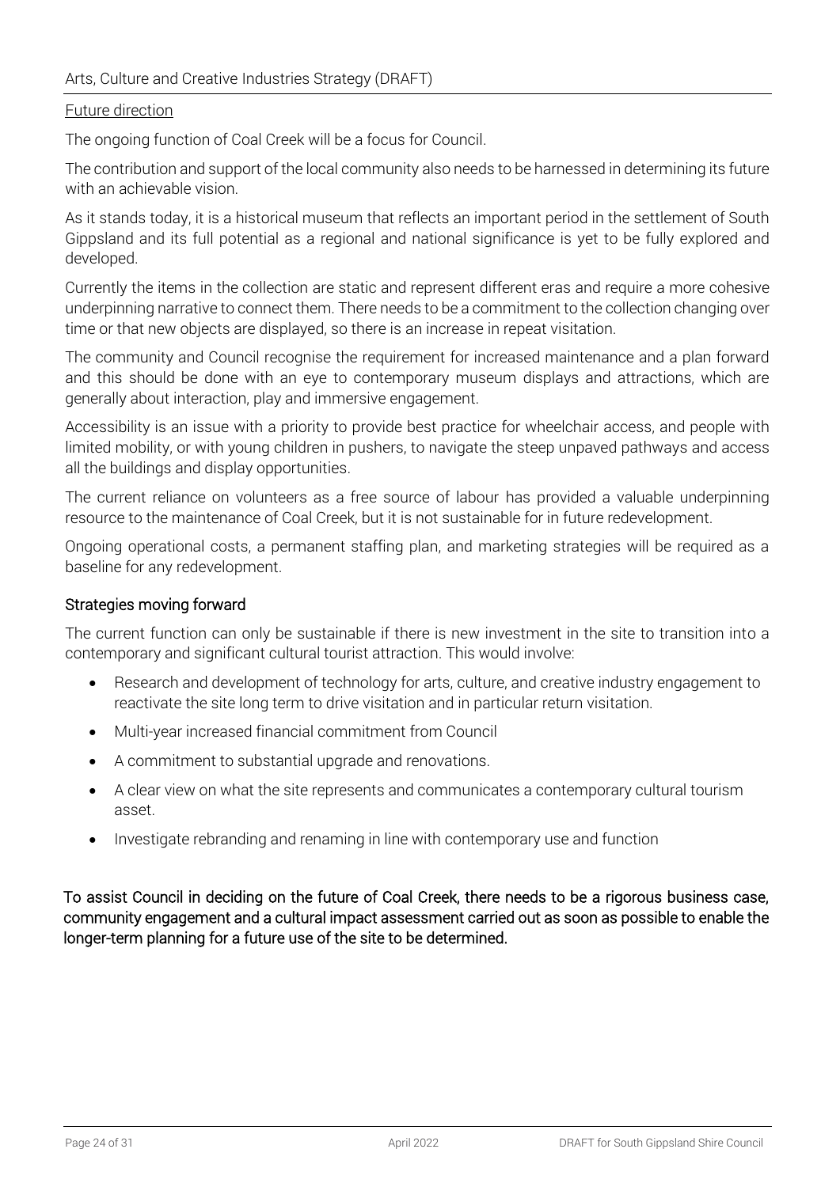Future direction

The ongoing function of Coal Creek will be a focus for Council.

The contribution and support of the local community also needs to be harnessed in determining its future with an achievable vision.

As it stands today, it is a historical museum that reflects an important period in the settlement of South Gippsland and its full potential as a regional and national significance is yet to be fully explored and developed.

Currently the items in the collection are static and represent different eras and require a more cohesive underpinning narrative to connect them. There needs to be a commitment to the collection changing over time or that new objects are displayed, so there is an increase in repeat visitation.

The community and Council recognise the requirement for increased maintenance and a plan forward and this should be done with an eye to contemporary museum displays and attractions, which are generally about interaction, play and immersive engagement.

Accessibility is an issue with a priority to provide best practice for wheelchair access, and people with limited mobility, or with young children in pushers, to navigate the steep unpaved pathways and access all the buildings and display opportunities.

The current reliance on volunteers as a free source of labour has provided a valuable underpinning resource to the maintenance of Coal Creek, but it is not sustainable for in future redevelopment.

Ongoing operational costs, a permanent staffing plan, and marketing strategies will be required as a baseline for any redevelopment.

### Strategies moving forward

The current function can only be sustainable if there is new investment in the site to transition into a contemporary and significant cultural tourist attraction. This would involve:

- Research and development of technology for arts, culture, and creative industry engagement to reactivate the site long term to drive visitation and in particular return visitation.
- Multi-year increased financial commitment from Council
- A commitment to substantial upgrade and renovations.
- A clear view on what the site represents and communicates a contemporary cultural tourism asset.
- Investigate rebranding and renaming in line with contemporary use and function

To assist Council in deciding on the future of Coal Creek, there needs to be a rigorous business case, community engagement and a cultural impact assessment carried out as soon as possible to enable the longer-term planning for a future use of the site to be determined.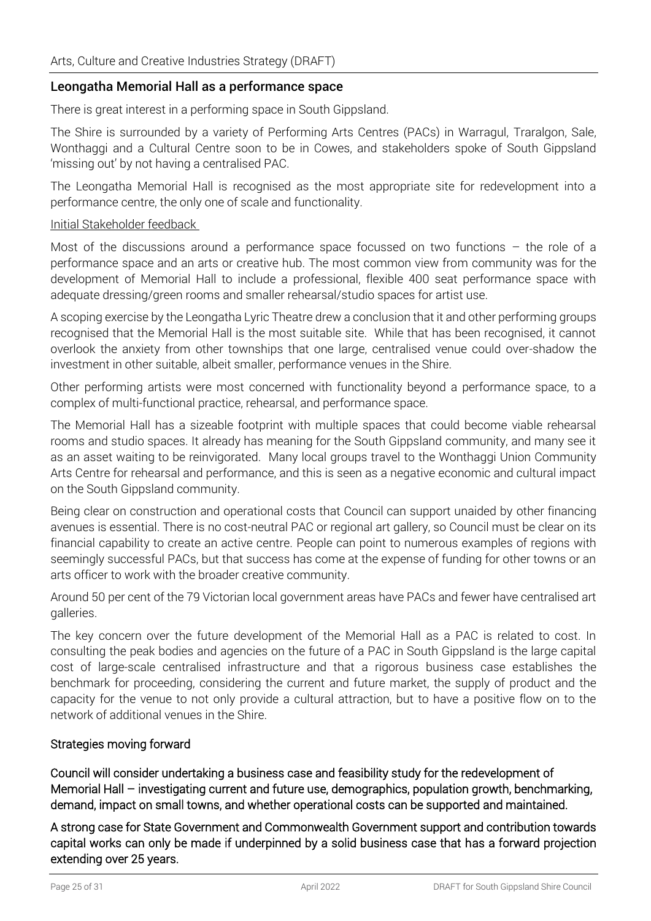## Leongatha Memorial Hall as a performance space

There is great interest in a performing space in South Gippsland.

The Shire is surrounded by a variety of Performing Arts Centres (PACs) in Warragul, Traralgon, Sale, Wonthaggi and a Cultural Centre soon to be in Cowes, and stakeholders spoke of South Gippsland 'missing out' by not having a centralised PAC.

The Leongatha Memorial Hall is recognised as the most appropriate site for redevelopment into a performance centre, the only one of scale and functionality.

Initial Stakeholder feedback

Most of the discussions around a performance space focussed on two functions – the role of a performance space and an arts or creative hub. The most common view from community was for the development of Memorial Hall to include a professional, flexible 400 seat performance space with adequate dressing/green rooms and smaller rehearsal/studio spaces for artist use.

A scoping exercise by the Leongatha Lyric Theatre drew a conclusion that it and other performing groups recognised that the Memorial Hall is the most suitable site. While that has been recognised, it cannot overlook the anxiety from other townships that one large, centralised venue could over-shadow the investment in other suitable, albeit smaller, performance venues in the Shire.

Other performing artists were most concerned with functionality beyond a performance space, to a complex of multi-functional practice, rehearsal, and performance space.

The Memorial Hall has a sizeable footprint with multiple spaces that could become viable rehearsal rooms and studio spaces. It already has meaning for the South Gippsland community, and many see it as an asset waiting to be reinvigorated. Many local groups travel to the Wonthaggi Union Community Arts Centre for rehearsal and performance, and this is seen as a negative economic and cultural impact on the South Gippsland community.

Being clear on construction and operational costs that Council can support unaided by other financing avenues is essential. There is no cost-neutral PAC or regional art gallery, so Council must be clear on its financial capability to create an active centre. People can point to numerous examples of regions with seemingly successful PACs, but that success has come at the expense of funding for other towns or an arts officer to work with the broader creative community.

Around 50 per cent of the 79 Victorian local government areas have PACs and fewer have centralised art galleries.

The key concern over the future development of the Memorial Hall as a PAC is related to cost. In consulting the peak bodies and agencies on the future of a PAC in South Gippsland is the large capital cost of large-scale centralised infrastructure and that a rigorous business case establishes the benchmark for proceeding, considering the current and future market, the supply of product and the capacity for the venue to not only provide a cultural attraction, but to have a positive flow on to the network of additional venues in the Shire.

### Strategies moving forward

Council will consider undertaking a business case and feasibility study for the redevelopment of Memorial Hall – investigating current and future use, demographics, population growth, benchmarking, demand, impact on small towns, and whether operational costs can be supported and maintained.

A strong case for State Government and Commonwealth Government support and contribution towards capital works can only be made if underpinned by a solid business case that has a forward projection extending over 25 years.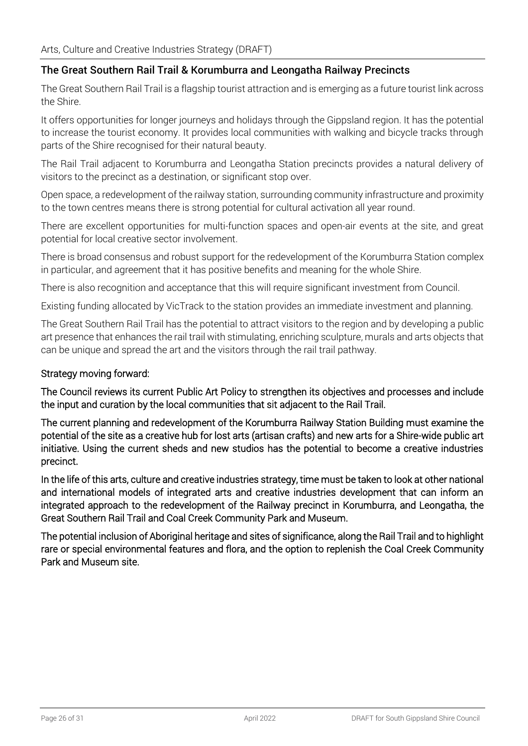## The Great Southern Rail Trail & Korumburra and Leongatha Railway Precincts

The Great Southern Rail Trail is a flagship tourist attraction and is emerging as a future tourist link across the Shire.

It offers opportunities for longer journeys and holidays through the Gippsland region. It has the potential to increase the tourist economy. It provides local communities with walking and bicycle tracks through parts of the Shire recognised for their natural beauty.

The Rail Trail adjacent to Korumburra and Leongatha Station precincts provides a natural delivery of visitors to the precinct as a destination, or significant stop over.

Open space, a redevelopment of the railway station, surrounding community infrastructure and proximity to the town centres means there is strong potential for cultural activation all year round.

There are excellent opportunities for multi-function spaces and open-air events at the site, and great potential for local creative sector involvement.

There is broad consensus and robust support for the redevelopment of the Korumburra Station complex in particular, and agreement that it has positive benefits and meaning for the whole Shire.

There is also recognition and acceptance that this will require significant investment from Council.

Existing funding allocated by VicTrack to the station provides an immediate investment and planning.

The Great Southern Rail Trail has the potential to attract visitors to the region and by developing a public art presence that enhances the rail trail with stimulating, enriching sculpture, murals and arts objects that can be unique and spread the art and the visitors through the rail trail pathway.

### Strategy moving forward:

**The Council reviews its current Public Art Policy to strengthen its objectives and processes and include the input and curation by the local communities that sit adjacent to the Rail Trail.**

**The current planning and redevelopment of the Korumburra Railway Station Building must examine the potential of the site as a creative hub for lost arts (artisan crafts) and new arts for a Shire-wide public art initiative. Using the current sheds and new studios has the potential to become a creative industries precinct.**

**In the life of this arts, culture and creative industries strategy, time must be taken to look at other national and international models of integrated arts and creative industries development that can inform an integrated approach to the redevelopment of the Railway precinct in Korumburra, and Leongatha, the Great Southern Rail Trail and Coal Creek Community Park and Museum.**

**The potential inclusion of Aboriginal heritage and sites of significance, along the Rail Trail and to highlight rare or special environmental features and flora, and the option to replenish the Coal Creek Community Park and Museum site.**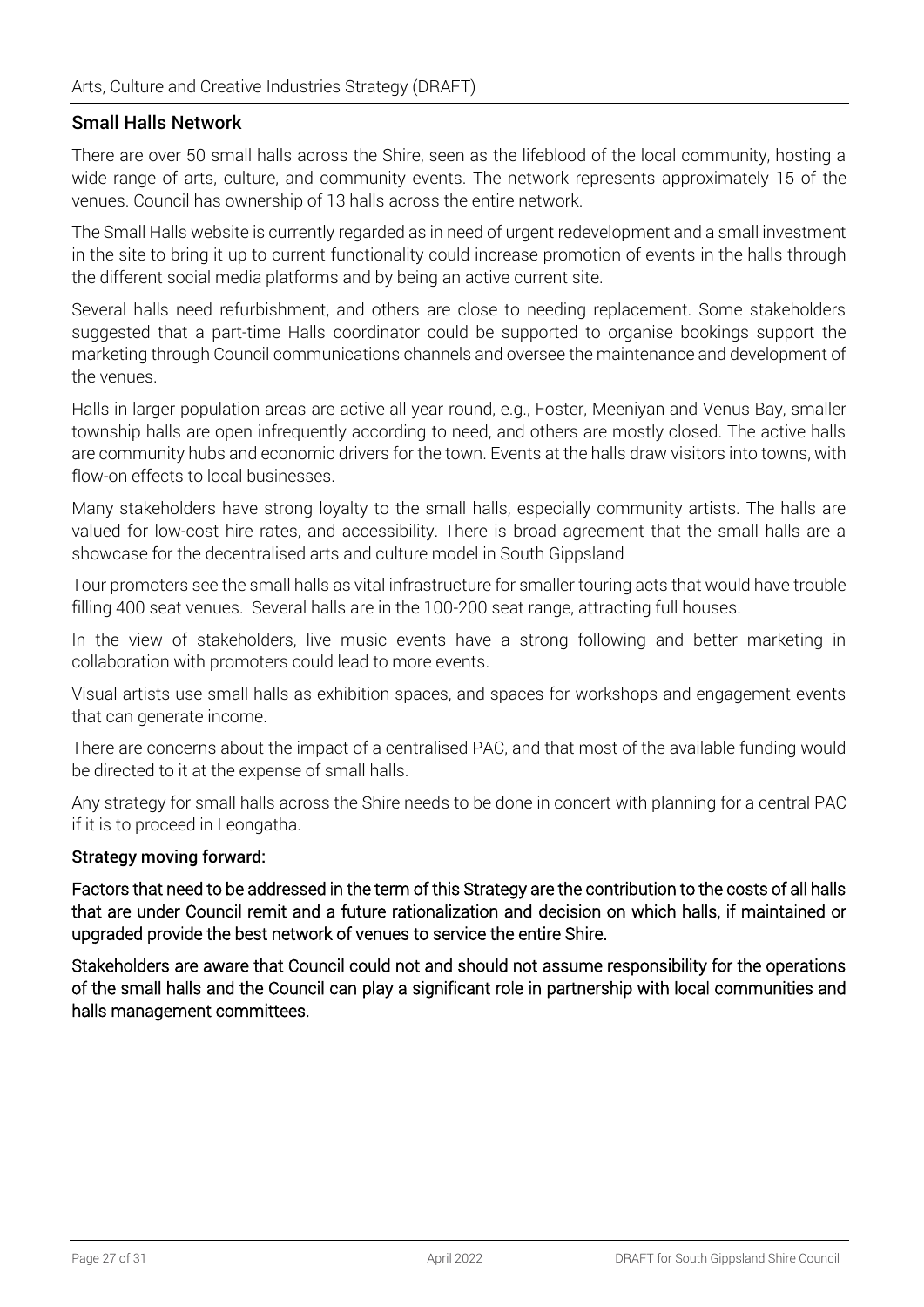## Small Halls Network

There are over 50 small halls across the Shire, seen as the lifeblood of the local community, hosting a wide range of arts, culture, and community events. The network represents approximately 15 of the venues. Council has ownership of 13 halls across the entire network.

The Small Halls website is currently regarded as in need of urgent redevelopment and a small investment in the site to bring it up to current functionality could increase promotion of events in the halls through the different social media platforms and by being an active current site.

Several halls need refurbishment, and others are close to needing replacement. Some stakeholders suggested that a part-time Halls coordinator could be supported to organise bookings support the marketing through Council communications channels and oversee the maintenance and development of the venues.

Halls in larger population areas are active all year round, e.g., Foster, Meeniyan and Venus Bay, smaller township halls are open infrequently according to need, and others are mostly closed. The active halls are community hubs and economic drivers for the town. Events at the halls draw visitors into towns, with flow-on effects to local businesses.

Many stakeholders have strong loyalty to the small halls, especially community artists. The halls are valued for low-cost hire rates, and accessibility. There is broad agreement that the small halls are a showcase for the decentralised arts and culture model in South Gippsland

Tour promoters see the small halls as vital infrastructure for smaller touring acts that would have trouble filling 400 seat venues. Several halls are in the 100-200 seat range, attracting full houses.

In the view of stakeholders, live music events have a strong following and better marketing in collaboration with promoters could lead to more events.

Visual artists use small halls as exhibition spaces, and spaces for workshops and engagement events that can generate income.

There are concerns about the impact of a centralised PAC, and that most of the available funding would be directed to it at the expense of small halls.

Any strategy for small halls across the Shire needs to be done in concert with planning for a central PAC if it is to proceed in Leongatha.

### Strategy moving forward:

Factors that need to be addressed in the term of this Strategy are the contribution to the costs of all halls that are under Council remit and a future rationalization and decision on which halls, if maintained or upgraded provide the best network of venues to service the entire Shire.

Stakeholders are aware that Council could not and should not assume responsibility for the operations of the small halls and the Council can play a significant role in partnership with local communities and halls management committees.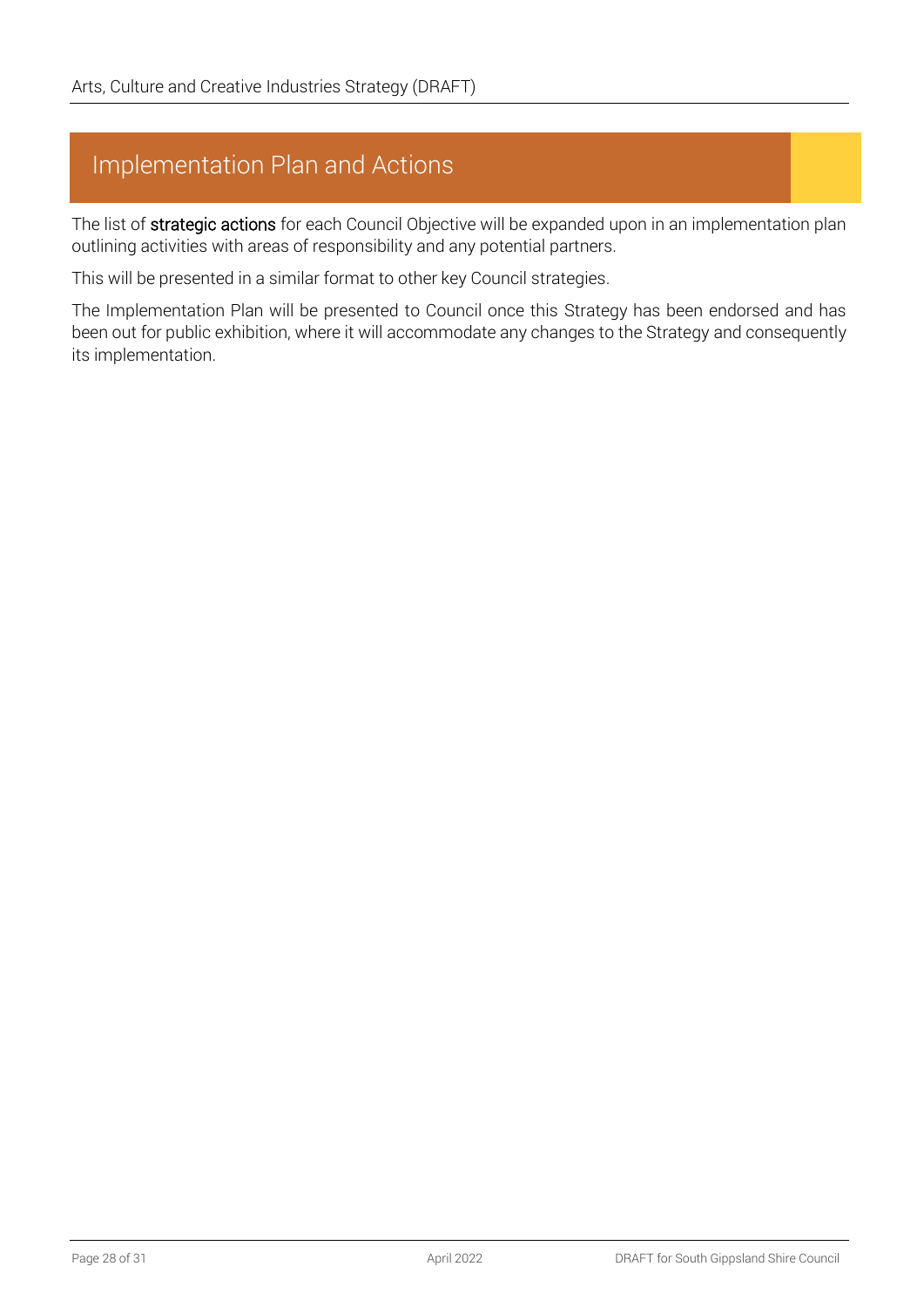# Implementation Plan and Actions

The list of **strategic actions** for each Council Objective will be expanded upon in an implementation plan outlining activities with areas of responsibility and any potential partners.

This will be presented in a similar format to other key Council strategies.

The Implementation Plan will be presented to Council once this Strategy has been endorsed and has been out for public exhibition, where it will accommodate any changes to the Strategy and consequently its implementation.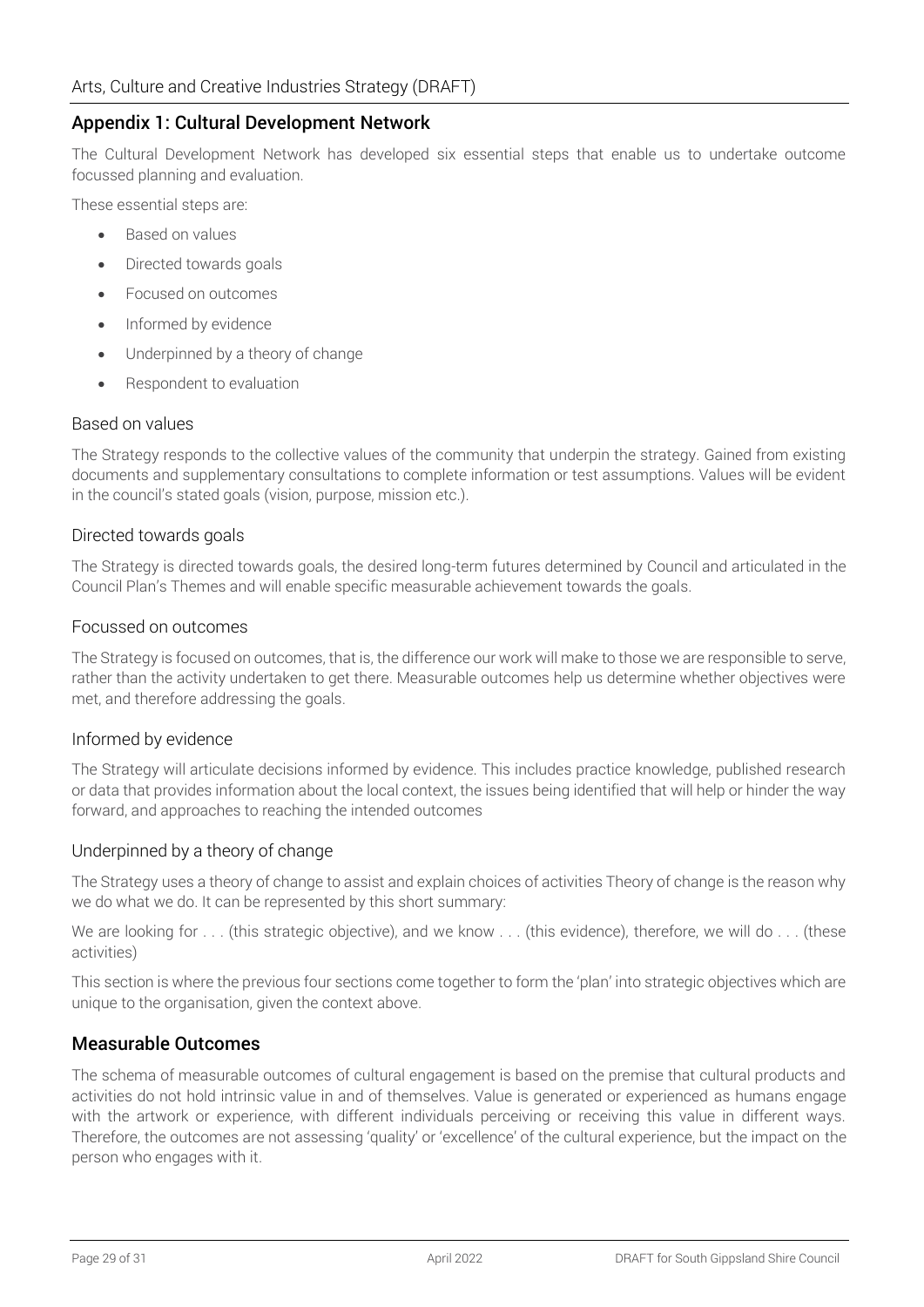## Appendix 1: Cultural Development Network

The Cultural Development Network has developed six essential steps that enable us to undertake outcome focussed planning and evaluation.

These essential steps are:

- Based on values
- Directed towards goals
- Focused on outcomes
- Informed by evidence
- Underpinned by a theory of change
- Respondent to evaluation

### Based on values

The Strategy responds to the collective values of the community that underpin the strategy. Gained from existing documents and supplementary consultations to complete information or test assumptions. Values will be evident in the council's stated goals (vision, purpose, mission etc.).

### Directed towards goals

The Strategy is directed towards goals, the desired long-term futures determined by Council and articulated in the Council Plan's Themes and will enable specific measurable achievement towards the goals.

### Focussed on outcomes

The Strategy is focused on outcomes, that is, the difference our work will make to those we are responsible to serve, rather than the activity undertaken to get there. Measurable outcomes help us determine whether objectives were met, and therefore addressing the goals.

### Informed by evidence

The Strategy will articulate decisions informed by evidence. This includes practice knowledge, published research or data that provides information about the local context, the issues being identified that will help or hinder the way forward, and approaches to reaching the intended outcomes

### Underpinned by a theory of change

The Strategy uses a theory of change to assist and explain choices of activities Theory of change is the reason why we do what we do. It can be represented by this short summary:

We are looking for . . . (this strategic objective), and we know . . . (this evidence), therefore, we will do . . . (these activities)

This section is where the previous four sections come together to form the 'plan' into strategic objectives which are unique to the organisation, given the context above.

## Measurable Outcomes

The schema of measurable outcomes of cultural engagement is based on the premise that cultural products and activities do not hold intrinsic value in and of themselves. Value is generated or experienced as humans engage with the artwork or experience, with different individuals perceiving or receiving this value in different ways. Therefore, the outcomes are not assessing 'quality' or 'excellence' of the cultural experience, but the impact on the person who engages with it.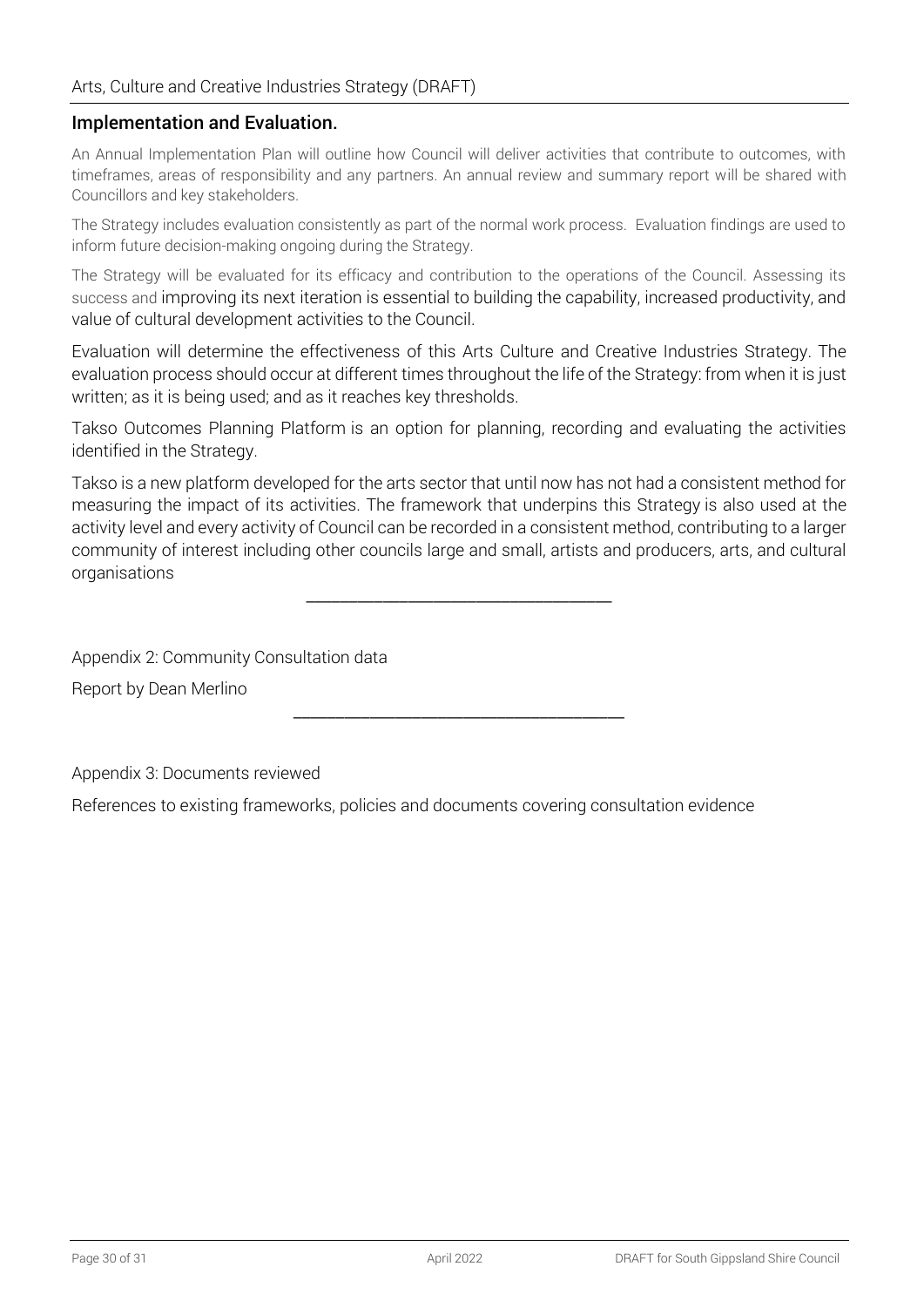## Implementation and Evaluation.

An Annual Implementation Plan will outline how Council will deliver activities that contribute to outcomes, with timeframes, areas of responsibility and any partners. An annual review and summary report will be shared with Councillors and key stakeholders.

The Strategy includes evaluation consistently as part of the normal work process. Evaluation findings are used to inform future decision-making ongoing during the Strategy.

The Strategy will be evaluated for its efficacy and contribution to the operations of the Council. Assessing its success and improving its next iteration is essential to building the capability, increased productivity, and value of cultural development activities to the Council.

Evaluation will determine the effectiveness of this Arts Culture and Creative Industries Strategy. The evaluation process should occur at different times throughout the life of the Strategy: from when it is just written; as it is being used; and as it reaches key thresholds.

Takso Outcomes Planning Platform is an option for planning, recording and evaluating the activities identified in the Strategy.

Takso is a new platform developed for the arts sector that until now has not had a consistent method for measuring the impact of its activities. The framework that underpins this Strategy is also used at the activity level and every activity of Council can be recorded in a consistent method, contributing to a larger community of interest including other councils large and small, artists and producers, arts, and cultural organisations

---

Appendix 2: Community Consultation data

Report by Dean Merlino

---

Appendix 3: Documents reviewed

References to existing frameworks, policies and documents covering consultation evidence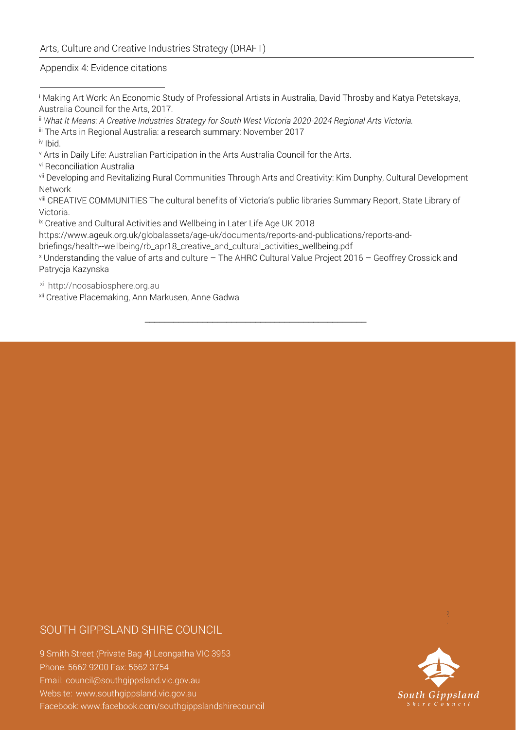## Appendix 4: Evidence citations

[i] Making Art Work: An Economic Study of Professional Artists in Australia, David Throsby and Katya Petetskaya, Australia Council for the Arts, 2017.

[ii] *What It Means: A Creative Industries Strategy for South West Victoria 2020-2024 Regional Arts Victoria.*

[iii] The Arts in Regional Australia: a research summary: November 2017

[iv] Ibid.

[v] Arts in Daily Life: Australian Participation in the Arts Australia Council for the Arts.

[vi] Reconciliation Australia

[vii] Developing and Revitalizing Rural Communities Through Arts and Creativity: Kim Dunphy, Cultural Development Network

[viii] CREATIVE COMMUNITIES The cultural benefits of Victoria's public libraries Summary Report, State Library of Victoria.

[ix] Creative and Cultural Activities and Wellbeing in Later Life Age UK 2018 https://www.ageuk.org.uk/globalassets/age-uk/documents/reports-and-publications/reports-and-briefings/health--wellbeing/rb_apr18_creative_and_cultural_activities_wellbeing.pdf

[x] Understanding the value of arts and culture – The AHRC Cultural Value Project 2016 – Geoffrey Crossick and Patrycja Kazynska

[xi] http://noosabiosphere.org.au

[xii] Creative Placemaking, Ann Markusen, Anne Gadwa

---

## SOUTH GIPPSLAND SHIRE COUNCIL

9 Smith Street (Private Bag 4) Leongatha VIC 3953
Phone: 5662 9200 Fax: 5662 3754
Email: council@southgippsland.vic.gov.au
Website: www.southgippsland.vic.gov.au
Facebook: www.facebook.com/southgippslandshirecouncil

South Gippsland Shire Council